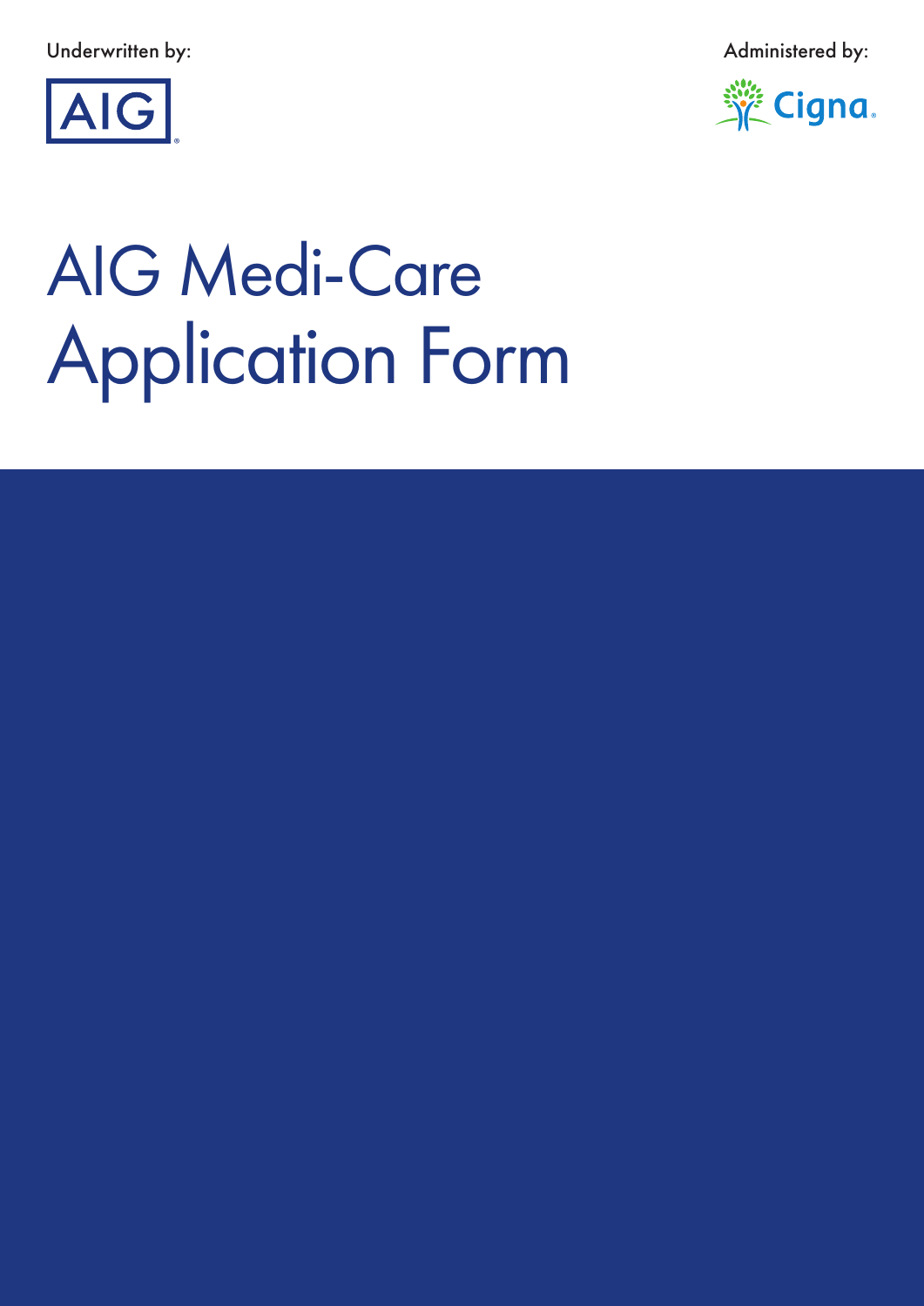Underwritten by:

AIG

Administered by:

Cigna

# AIG Medi-Care Application Form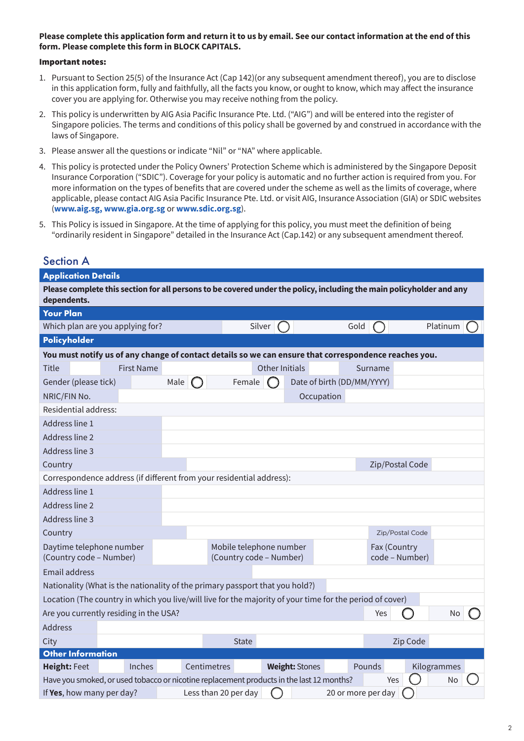**Please complete this application form and return it to us by email. See our contact information at the end of this form. Please complete this form in BLOCK CAPITALS.**

**Important notes:**

1. Pursuant to Section 25(5) of the Insurance Act (Cap 142)(or any subsequent amendment thereof), you are to disclose in this application form, fully and faithfully, all the facts you know, or ought to know, which may affect the insurance cover you are applying for. Otherwise you may receive nothing from the policy.
2. This policy is underwritten by AIG Asia Pacific Insurance Pte. Ltd. ("AIG") and will be entered into the register of Singapore policies. The terms and conditions of this policy shall be governed by and construed in accordance with the laws of Singapore.
3. Please answer all the questions or indicate "Nil" or "NA" where applicable.
4. This policy is protected under the Policy Owners' Protection Scheme which is administered by the Singapore Deposit Insurance Corporation ("SDIC"). Coverage for your policy is automatic and no further action is required from you. For more information on the types of benefits that are covered under the scheme as well as the limits of coverage, where applicable, please contact AIG Asia Pacific Insurance Pte. Ltd. or visit AIG, Insurance Association (GIA) or SDIC websites (**www.aig.sg, www.gia.org.sg** or **www.sdic.org.sg**).
5. This Policy is issued in Singapore. At the time of applying for this policy, you must meet the definition of being "ordinarily resident in Singapore" detailed in the Insurance Act (Cap.142) or any subsequent amendment thereof.

## Section A

### Application Details

**Please complete this section for all persons to be covered under the policy, including the main policyholder and any dependents.**

#### Your Plan

| | | | |
|---|---|---|---|
| Which plan are you applying for? | Silver ◯ | Gold ◯ | Platinum ◯ |

#### Policyholder

**You must notify us of any change of contact details so we can ensure that correspondence reaches you.**

| | | | | | | | |
|---|---|---|---|---|---|---|---|
| Title | | First Name | | Other Initials | | Surname | |
| Gender (please tick) | | Male ◯ | Female ◯ | Date of birth (DD/MM/YYYY) | | | |
| NRIC/FIN No. | | | | Occupation | | | |
| Residential address: | | | | | | | |
| Address line 1 | | | | | | | |
| Address line 2 | | | | | | | |
| Address line 3 | | | | | | | |
| Country | | | | Zip/Postal Code | | | |
| Correspondence address (if different from your residential address): | | | | | | | |
| Address line 1 | | | | | | | |
| Address line 2 | | | | | | | |
| Address line 3 | | | | | | | |
| Country | | | | Zip/Postal Code | | | |
| Daytime telephone number (Country code – Number) | | Mobile telephone number (Country code – Number) | | Fax (Country code – Number) | | | |
| Email address | | | | | | | |
| Nationality (What is the nationality of the primary passport that you hold?) | | | | | | | |
| Location (The country in which you live/will live for the majority of your time for the period of cover) | | | | | | | |
| Are you currently residing in the USA? | | | | Yes ◯ | | No ◯ | |
| Address | | | | | | | |
| City | | State | | Zip Code | | | |

#### Other Information

| | | | | | | | |
|---|---|---|---|---|---|---|---|
| **Height:** Feet | | Inches | Centimetres | **Weight:** Stones | Pounds | Kilogrammes | |
| Have you smoked, or used tobacco or nicotine replacement products in the last 12 months? | | | | | Yes ◯ | No ◯ | |
| If **Yes**, how many per day? | | Less than 20 per day ◯ | | 20 or more per day ◯ | | | |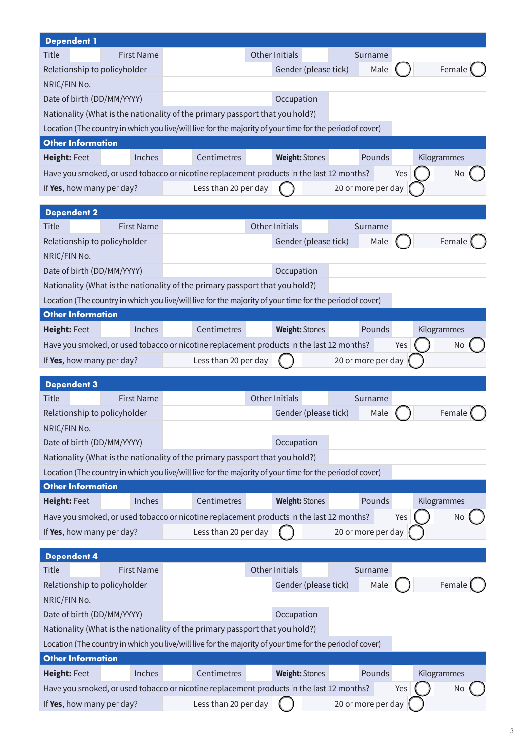## Dependent 1

| Title | | First Name | | Other Initials | | Surname | |
|---|---|---|---|---|---|---|---|
| Relationship to policyholder | | | | Gender (please tick) | Male ◯ | Female ◯ | |
| NRIC/FIN No. | | | | | | | |
| Date of birth (DD/MM/YYYY) | | | | Occupation | | | |
| Nationality (What is the nationality of the primary passport that you hold?) | | | | | | | |
| Location (The country in which you live/will live for the majority of your time for the period of cover) | | | | | | | |

**Other Information**

| **Height:** Feet | | Inches | | Centimetres | | **Weight:** Stones | | Pounds | | Kilogrammes | |
|---|---|---|---|---|---|---|---|---|---|---|---|
| Have you smoked, or used tobacco or nicotine replacement products in the last 12 months? | | | | | | | | Yes ◯ | | No ◯ | |
| If **Yes**, how many per day? | | Less than 20 per day ◯ | | | | 20 or more per day ◯ | | | | | |

## Dependent 2

| Title | | First Name | | Other Initials | | Surname | |
|---|---|---|---|---|---|---|---|
| Relationship to policyholder | | | | Gender (please tick) | Male ◯ | Female ◯ | |
| NRIC/FIN No. | | | | | | | |
| Date of birth (DD/MM/YYYY) | | | | Occupation | | | |
| Nationality (What is the nationality of the primary passport that you hold?) | | | | | | | |
| Location (The country in which you live/will live for the majority of your time for the period of cover) | | | | | | | |

**Other Information**

| **Height:** Feet | | Inches | | Centimetres | | **Weight:** Stones | | Pounds | | Kilogrammes | |
|---|---|---|---|---|---|---|---|---|---|---|---|
| Have you smoked, or used tobacco or nicotine replacement products in the last 12 months? | | | | | | | | Yes ◯ | | No ◯ | |
| If **Yes**, how many per day? | | Less than 20 per day ◯ | | | | 20 or more per day ◯ | | | | | |

## Dependent 3

| Title | | First Name | | Other Initials | | Surname | |
|---|---|---|---|---|---|---|---|
| Relationship to policyholder | | | | Gender (please tick) | Male ◯ | Female ◯ | |
| NRIC/FIN No. | | | | | | | |
| Date of birth (DD/MM/YYYY) | | | | Occupation | | | |
| Nationality (What is the nationality of the primary passport that you hold?) | | | | | | | |
| Location (The country in which you live/will live for the majority of your time for the period of cover) | | | | | | | |

**Other Information**

| **Height:** Feet | | Inches | | Centimetres | | **Weight:** Stones | | Pounds | | Kilogrammes | |
|---|---|---|---|---|---|---|---|---|---|---|---|
| Have you smoked, or used tobacco or nicotine replacement products in the last 12 months? | | | | | | | | Yes ◯ | | No ◯ | |
| If **Yes**, how many per day? | | Less than 20 per day ◯ | | | | 20 or more per day ◯ | | | | | |

## Dependent 4

| Title | | First Name | | Other Initials | | Surname | |
|---|---|---|---|---|---|---|---|
| Relationship to policyholder | | | | Gender (please tick) | Male ◯ | Female ◯ | |
| NRIC/FIN No. | | | | | | | |
| Date of birth (DD/MM/YYYY) | | | | Occupation | | | |
| Nationality (What is the nationality of the primary passport that you hold?) | | | | | | | |
| Location (The country in which you live/will live for the majority of your time for the period of cover) | | | | | | | |

**Other Information**

| **Height:** Feet | | Inches | | Centimetres | | **Weight:** Stones | | Pounds | | Kilogrammes | |
|---|---|---|---|---|---|---|---|---|---|---|---|
| Have you smoked, or used tobacco or nicotine replacement products in the last 12 months? | | | | | | | | Yes ◯ | | No ◯ | |
| If **Yes**, how many per day? | | Less than 20 per day ◯ | | | | 20 or more per day ◯ | | | | | |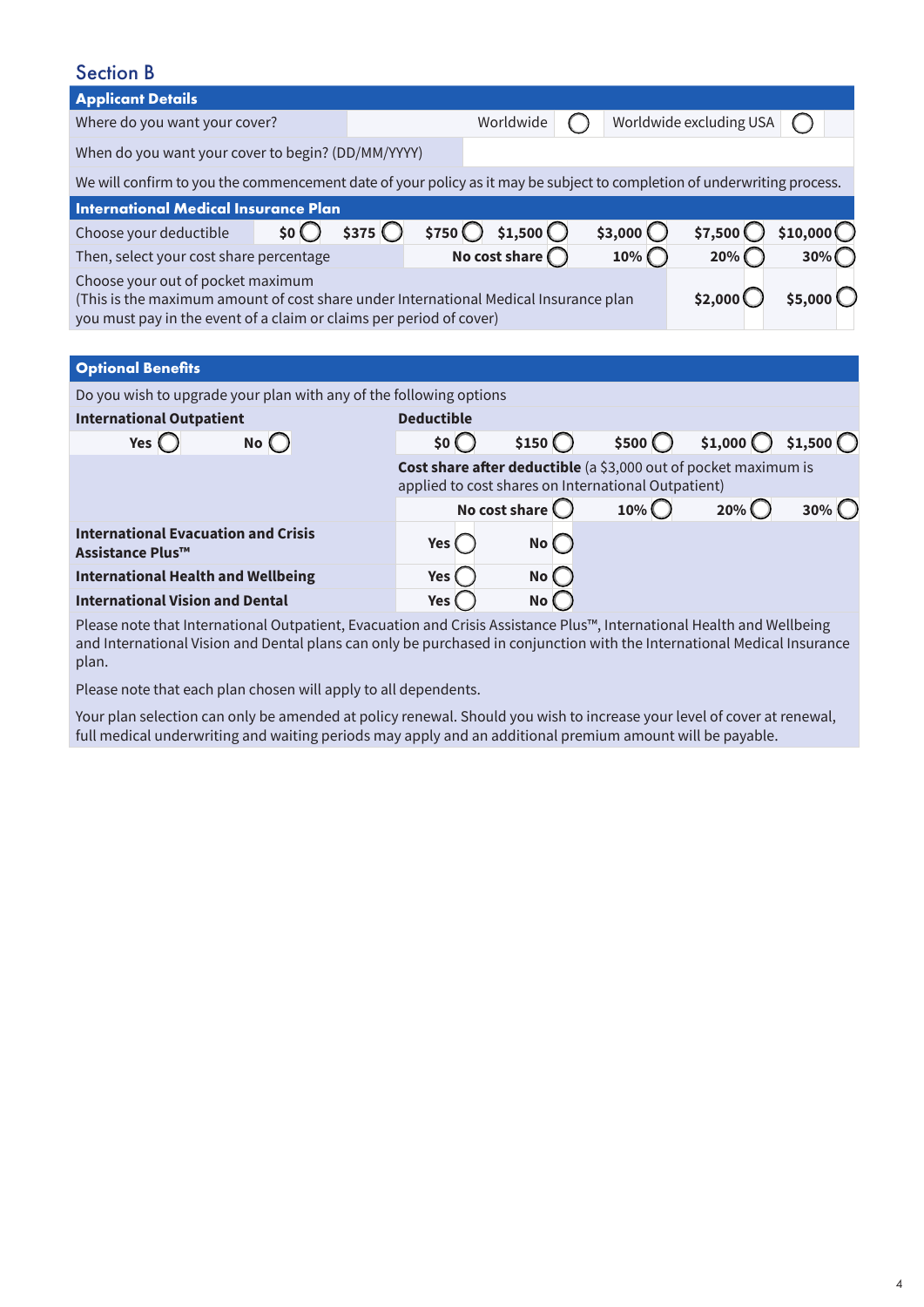## Section B

### Applicant Details

| | | | |
|---|---|---|---|
| Where do you want your cover? | | Worldwide ◯ | Worldwide excluding USA ◯ |
| When do you want your cover to begin? (DD/MM/YYYY) | | | |

We will confirm to you the commencement date of your policy as it may be subject to completion of underwriting process.

### International Medical Insurance Plan

| | | | | | | | |
|---|---|---|---|---|---|---|---|
| Choose your deductible | **$0** ◯ | **$375** ◯ | **$750** ◯ | **$1,500** ◯ | **$3,000** ◯ | **$7,500** ◯ | **$10,000** ◯ |
| Then, select your cost share percentage | | | | **No cost share** ◯ | **10%** ◯ | **20%** ◯ | **30%** ◯ |

Choose your out of pocket maximum
(This is the maximum amount of cost share under International Medical Insurance plan you must pay in the event of a claim or claims per period of cover)

**$2,000** ◯ **$5,000** ◯

### Optional Benefits

Do you wish to upgrade your plan with any of the following options

**International Outpatient**

**Yes** ◯ **No** ◯

**Deductible**

| | | | | |
|---|---|---|---|---|
| **$0** ◯ | **$150** ◯ | **$500** ◯ | **$1,000** ◯ | **$1,500** ◯ |

**Cost share after deductible** (a $3,000 out of pocket maximum is applied to cost shares on International Outpatient)

| | | | |
|---|---|---|---|
| **No cost share** ◯ | **10%** ◯ | **20%** ◯ | **30%** ◯ |

| | | |
|---|---|---|
| **International Evacuation and Crisis Assistance Plus™** | **Yes** ◯ | **No** ◯ |
| **International Health and Wellbeing** | **Yes** ◯ | **No** ◯ |
| **International Vision and Dental** | **Yes** ◯ | **No** ◯ |

Please note that International Outpatient, Evacuation and Crisis Assistance Plus™, International Health and Wellbeing and International Vision and Dental plans can only be purchased in conjunction with the International Medical Insurance plan.

Please note that each plan chosen will apply to all dependents.

Your plan selection can only be amended at policy renewal. Should you wish to increase your level of cover at renewal, full medical underwriting and waiting periods may apply and an additional premium amount will be payable.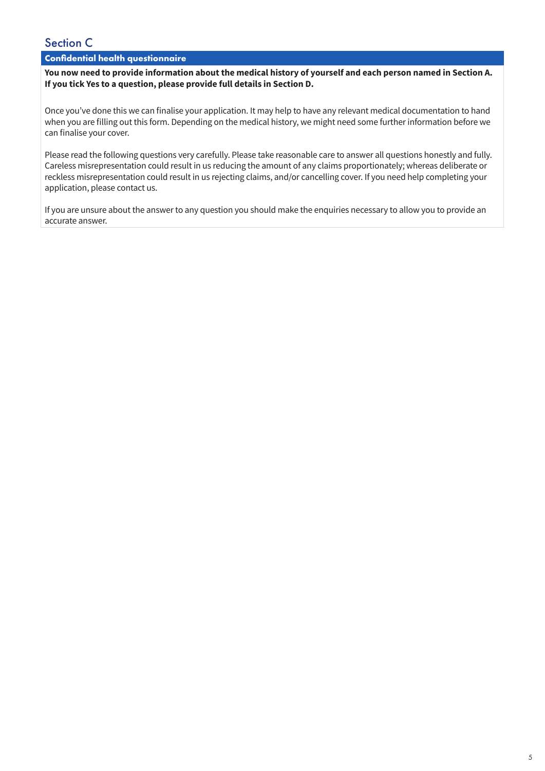## Section C

### Confidential health questionnaire

**You now need to provide information about the medical history of yourself and each person named in Section A. If you tick Yes to a question, please provide full details in Section D.**

Once you've done this we can finalise your application. It may help to have any relevant medical documentation to hand when you are filling out this form. Depending on the medical history, we might need some further information before we can finalise your cover.

Please read the following questions very carefully. Please take reasonable care to answer all questions honestly and fully. Careless misrepresentation could result in us reducing the amount of any claims proportionately; whereas deliberate or reckless misrepresentation could result in us rejecting claims, and/or cancelling cover. If you need help completing your application, please contact us.

If you are unsure about the answer to any question you should make the enquiries necessary to allow you to provide an accurate answer.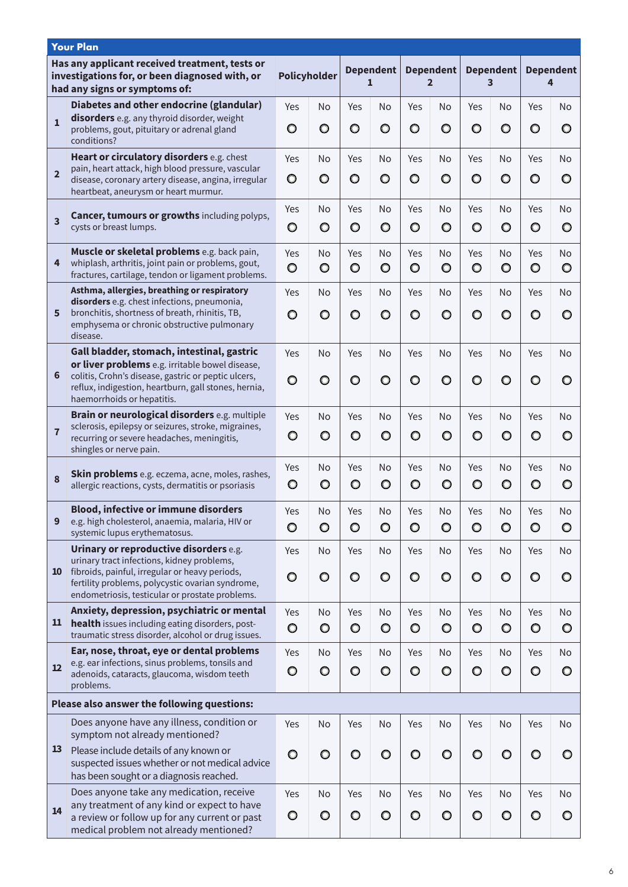## Your Plan

| | Has any applicant received treatment, tests or investigations for, or been diagnosed with, or had any signs or symptoms of: | Policyholder | | Dependent 1 | | Dependent 2 | | Dependent 3 | | Dependent 4 | |
|---|---|---|---|---|---|---|---|---|---|---|---|
| 1 | **Diabetes and other endocrine (glandular) disorders** e.g. any thyroid disorder, weight problems, gout, pituitary or adrenal gland conditions? | Yes ○ | No ○ | Yes ○ | No ○ | Yes ○ | No ○ | Yes ○ | No ○ | Yes ○ | No ○ |
| 2 | **Heart or circulatory disorders** e.g. chest pain, heart attack, high blood pressure, vascular disease, coronary artery disease, angina, irregular heartbeat, aneurysm or heart murmur. | Yes ○ | No ○ | Yes ○ | No ○ | Yes ○ | No ○ | Yes ○ | No ○ | Yes ○ | No ○ |
| 3 | **Cancer, tumours or growths** including polyps, cysts or breast lumps. | Yes ○ | No ○ | Yes ○ | No ○ | Yes ○ | No ○ | Yes ○ | No ○ | Yes ○ | No ○ |
| 4 | **Muscle or skeletal problems** e.g. back pain, whiplash, arthritis, joint pain or problems, gout, fractures, cartilage, tendon or ligament problems. | Yes ○ | No ○ | Yes ○ | No ○ | Yes ○ | No ○ | Yes ○ | No ○ | Yes ○ | No ○ |
| 5 | **Asthma, allergies, breathing or respiratory disorders** e.g. chest infections, pneumonia, bronchitis, shortness of breath, rhinitis, TB, emphysema or chronic obstructive pulmonary disease. | Yes ○ | No ○ | Yes ○ | No ○ | Yes ○ | No ○ | Yes ○ | No ○ | Yes ○ | No ○ |
| 6 | **Gall bladder, stomach, intestinal, gastric or liver problems** e.g. irritable bowel disease, colitis, Crohn's disease, gastric or peptic ulcers, reflux, indigestion, heartburn, gall stones, hernia, haemorrhoids or hepatitis. | Yes ○ | No ○ | Yes ○ | No ○ | Yes ○ | No ○ | Yes ○ | No ○ | Yes ○ | No ○ |
| 7 | **Brain or neurological disorders** e.g. multiple sclerosis, epilepsy or seizures, stroke, migraines, recurring or severe headaches, meningitis, shingles or nerve pain. | Yes ○ | No ○ | Yes ○ | No ○ | Yes ○ | No ○ | Yes ○ | No ○ | Yes ○ | No ○ |
| 8 | **Skin problems** e.g. eczema, acne, moles, rashes, allergic reactions, cysts, dermatitis or psoriasis | Yes ○ | No ○ | Yes ○ | No ○ | Yes ○ | No ○ | Yes ○ | No ○ | Yes ○ | No ○ |
| 9 | **Blood, infective or immune disorders** e.g. high cholesterol, anaemia, malaria, HIV or systemic lupus erythematosus. | Yes ○ | No ○ | Yes ○ | No ○ | Yes ○ | No ○ | Yes ○ | No ○ | Yes ○ | No ○ |
| 10 | **Urinary or reproductive disorders** e.g. urinary tract infections, kidney problems, fibroids, painful, irregular or heavy periods, fertility problems, polycystic ovarian syndrome, endometriosis, testicular or prostate problems. | Yes ○ | No ○ | Yes ○ | No ○ | Yes ○ | No ○ | Yes ○ | No ○ | Yes ○ | No ○ |
| 11 | **Anxiety, depression, psychiatric or mental health** issues including eating disorders, post-traumatic stress disorder, alcohol or drug issues. | Yes ○ | No ○ | Yes ○ | No ○ | Yes ○ | No ○ | Yes ○ | No ○ | Yes ○ | No ○ |
| 12 | **Ear, nose, throat, eye or dental problems** e.g. ear infections, sinus problems, tonsils and adenoids, cataracts, glaucoma, wisdom teeth problems. | Yes ○ | No ○ | Yes ○ | No ○ | Yes ○ | No ○ | Yes ○ | No ○ | Yes ○ | No ○ |
| | **Please also answer the following questions:** | | | | | | | | | | |
| 13 | Does anyone have any illness, condition or symptom not already mentioned? Please include details of any known or suspected issues whether or not medical advice has been sought or a diagnosis reached. | Yes ○ | No ○ | Yes ○ | No ○ | Yes ○ | No ○ | Yes ○ | No ○ | Yes ○ | No ○ |
| 14 | Does anyone take any medication, receive any treatment of any kind or expect to have a review or follow up for any current or past medical problem not already mentioned? | Yes ○ | No ○ | Yes ○ | No ○ | Yes ○ | No ○ | Yes ○ | No ○ | Yes ○ | No ○ |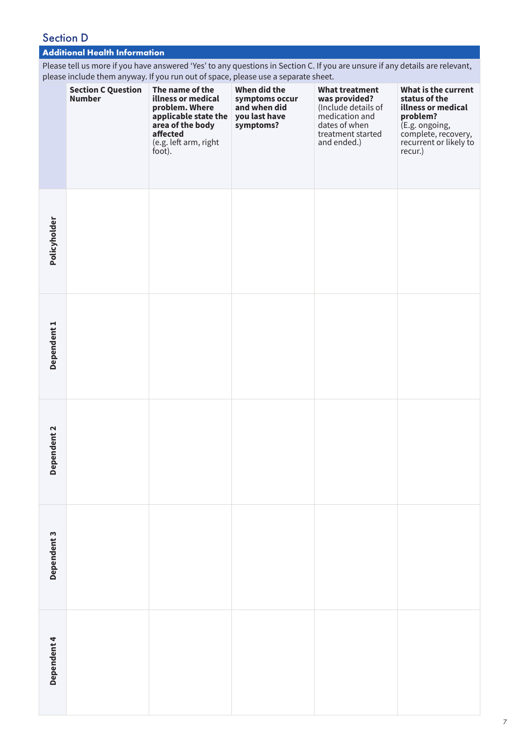## Section D

### Additional Health Information

Please tell us more if you have answered 'Yes' to any questions in Section C. If you are unsure if any details are relevant, please include them anyway. If you run out of space, please use a separate sheet.

| | **Section C Question Number** | **The name of the illness or medical problem. Where applicable state the area of the body affected** (e.g. left arm, right foot). | **When did the symptoms occur and when did you last have symptoms?** | **What treatment was provided?** (Include details of medication and dates of when treatment started and ended.) | **What is the current status of the illness or medical problem?** (E.g. ongoing, complete, recovery, recurrent or likely to recur.) |
|---|---|---|---|---|---|
| **Policyholder** | | | | | |
| **Dependent 1** | | | | | |
| **Dependent 2** | | | | | |
| **Dependent 3** | | | | | |
| **Dependent 4** | | | | | |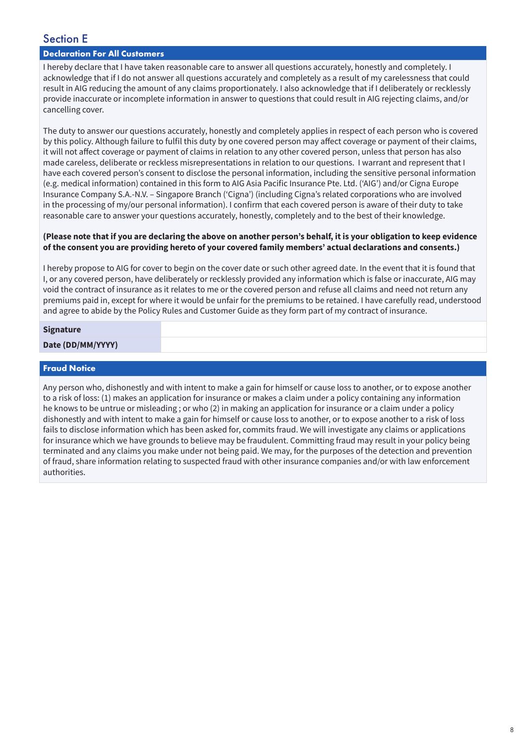## Section E

### Declaration For All Customers

I hereby declare that I have taken reasonable care to answer all questions accurately, honestly and completely. I acknowledge that if I do not answer all questions accurately and completely as a result of my carelessness that could result in AIG reducing the amount of any claims proportionately. I also acknowledge that if I deliberately or recklessly provide inaccurate or incomplete information in answer to questions that could result in AIG rejecting claims, and/or cancelling cover.

The duty to answer our questions accurately, honestly and completely applies in respect of each person who is covered by this policy. Although failure to fulfil this duty by one covered person may affect coverage or payment of their claims, it will not affect coverage or payment of claims in relation to any other covered person, unless that person has also made careless, deliberate or reckless misrepresentations in relation to our questions. I warrant and represent that I have each covered person's consent to disclose the personal information, including the sensitive personal information (e.g. medical information) contained in this form to AIG Asia Pacific Insurance Pte. Ltd. ('AIG') and/or Cigna Europe Insurance Company S.A.-N.V. – Singapore Branch ('Cigna') (including Cigna's related corporations who are involved in the processing of my/our personal information). I confirm that each covered person is aware of their duty to take reasonable care to answer your questions accurately, honestly, completely and to the best of their knowledge.

**(Please note that if you are declaring the above on another person's behalf, it is your obligation to keep evidence of the consent you are providing hereto of your covered family members' actual declarations and consents.)**

I hereby propose to AIG for cover to begin on the cover date or such other agreed date. In the event that it is found that I, or any covered person, have deliberately or recklessly provided any information which is false or inaccurate, AIG may void the contract of insurance as it relates to me or the covered person and refuse all claims and need not return any premiums paid in, except for where it would be unfair for the premiums to be retained. I have carefully read, understood and agree to abide by the Policy Rules and Customer Guide as they form part of my contract of insurance.

| | |
|---|---|
| **Signature** | |
| **Date (DD/MM/YYYY)** | |

### Fraud Notice

Any person who, dishonestly and with intent to make a gain for himself or cause loss to another, or to expose another to a risk of loss: (1) makes an application for insurance or makes a claim under a policy containing any information he knows to be untrue or misleading ; or who (2) in making an application for insurance or a claim under a policy dishonestly and with intent to make a gain for himself or cause loss to another, or to expose another to a risk of loss fails to disclose information which has been asked for, commits fraud. We will investigate any claims or applications for insurance which we have grounds to believe may be fraudulent. Committing fraud may result in your policy being terminated and any claims you make under not being paid. We may, for the purposes of the detection and prevention of fraud, share information relating to suspected fraud with other insurance companies and/or with law enforcement authorities.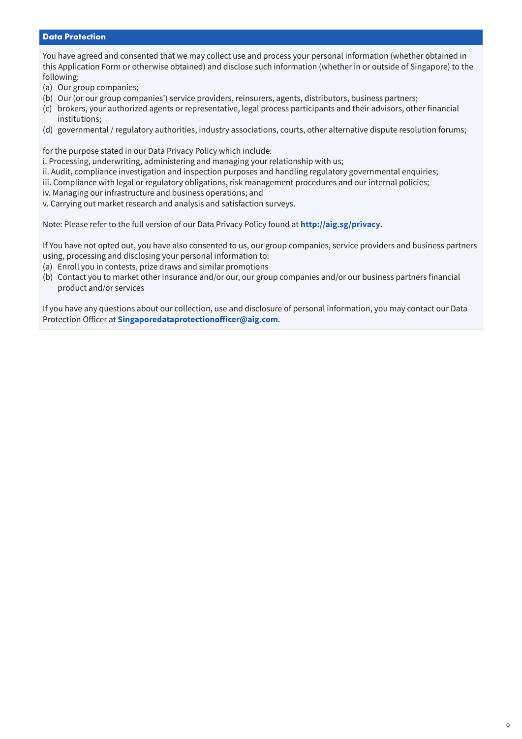## Data Protection

You have agreed and consented that we may collect use and process your personal information (whether obtained in this Application Form or otherwise obtained) and disclose such information (whether in or outside of Singapore) to the following:

(a) Our group companies;
(b) Our (or our group companies') service providers, reinsurers, agents, distributors, business partners;
(c) brokers, your authorized agents or representative, legal process participants and their advisors, other financial institutions;
(d) governmental / regulatory authorities, industry associations, courts, other alternative dispute resolution forums;

for the purpose stated in our Data Privacy Policy which include:

i. Processing, underwriting, administering and managing your relationship with us;
ii. Audit, compliance investigation and inspection purposes and handling regulatory governmental enquiries;
iii. Compliance with legal or regulatory obligations, risk management procedures and our internal policies;
iv. Managing our infrastructure and business operations; and
v. Carrying out market research and analysis and satisfaction surveys.

Note: Please refer to the full version of our Data Privacy Policy found at **http://aig.sg/privacy**.

If You have not opted out, you have also consented to us, our group companies, service providers and business partners using, processing and disclosing your personal information to:

(a) Enroll you in contests, prize draws and similar promotions
(b) Contact you to market other insurance and/or our, our group companies and/or our business partners financial product and/or services

If you have any questions about our collection, use and disclosure of personal information, you may contact our Data Protection Officer at **Singaporedataprotectionofficer@aig.com**.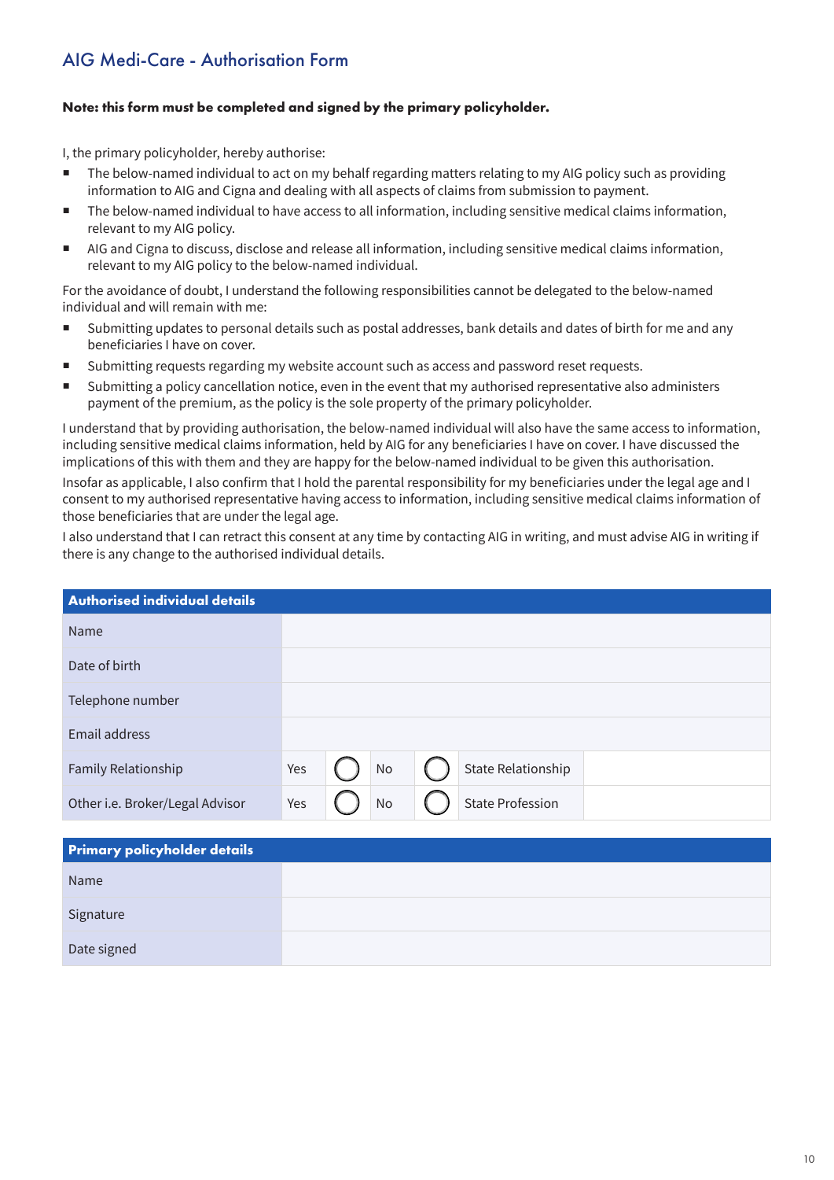## AIG Medi-Care - Authorisation Form

**Note: this form must be completed and signed by the primary policyholder.**

I, the primary policyholder, hereby authorise:

- The below-named individual to act on my behalf regarding matters relating to my AIG policy such as providing information to AIG and Cigna and dealing with all aspects of claims from submission to payment.
- The below-named individual to have access to all information, including sensitive medical claims information, relevant to my AIG policy.
- AIG and Cigna to discuss, disclose and release all information, including sensitive medical claims information, relevant to my AIG policy to the below-named individual.

For the avoidance of doubt, I understand the following responsibilities cannot be delegated to the below-named individual and will remain with me:

- Submitting updates to personal details such as postal addresses, bank details and dates of birth for me and any beneficiaries I have on cover.
- Submitting requests regarding my website account such as access and password reset requests.
- Submitting a policy cancellation notice, even in the event that my authorised representative also administers payment of the premium, as the policy is the sole property of the primary policyholder.

I understand that by providing authorisation, the below-named individual will also have the same access to information, including sensitive medical claims information, held by AIG for any beneficiaries I have on cover. I have discussed the implications of this with them and they are happy for the below-named individual to be given this authorisation.

Insofar as applicable, I also confirm that I hold the parental responsibility for my beneficiaries under the legal age and I consent to my authorised representative having access to information, including sensitive medical claims information of those beneficiaries that are under the legal age.

I also understand that I can retract this consent at any time by contacting AIG in writing, and must advise AIG in writing if there is any change to the authorised individual details.

| Authorised individual details | | | | | | |
|---|---|---|---|---|---|---|
| Name | | | | | | |
| Date of birth | | | | | | |
| Telephone number | | | | | | |
| Email address | | | | | | |
| Family Relationship | Yes | ◯ | No | ◯ | State Relationship | |
| Other i.e. Broker/Legal Advisor | Yes | ◯ | No | ◯ | State Profession | |

| Primary policyholder details | |
|---|---|
| Name | |
| Signature | |
| Date signed | |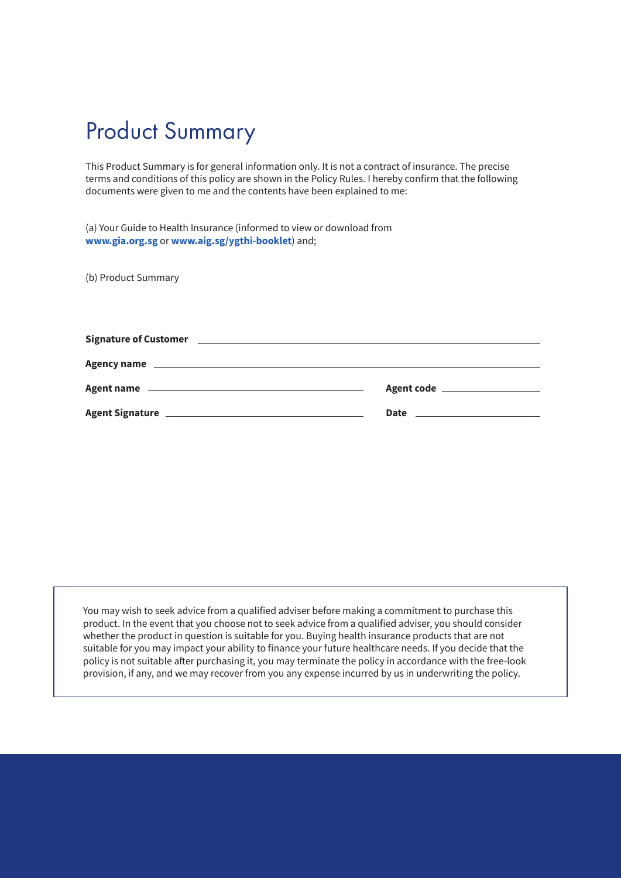# Product Summary

This Product Summary is for general information only. It is not a contract of insurance. The precise terms and conditions of this policy are shown in the Policy Rules. I hereby confirm that the following documents were given to me and the contents have been explained to me:

(a) Your Guide to Health Insurance (informed to view or download from **www.gia.org.sg** or **www.aig.sg/ygthi-booklet**) and;

(b) Product Summary

**Signature of Customer** ____________________________________________

**Agency name** ____________________________________________

**Agent name** ______________________________ **Agent code** ______________

**Agent Signature** ______________________________ **Date** ______________

You may wish to seek advice from a qualified adviser before making a commitment to purchase this product. In the event that you choose not to seek advice from a qualified adviser, you should consider whether the product in question is suitable for you. Buying health insurance products that are not suitable for you may impact your ability to finance your future healthcare needs. If you decide that the policy is not suitable after purchasing it, you may terminate the policy in accordance with the free-look provision, if any, and we may recover from you any expense incurred by us in underwriting the policy.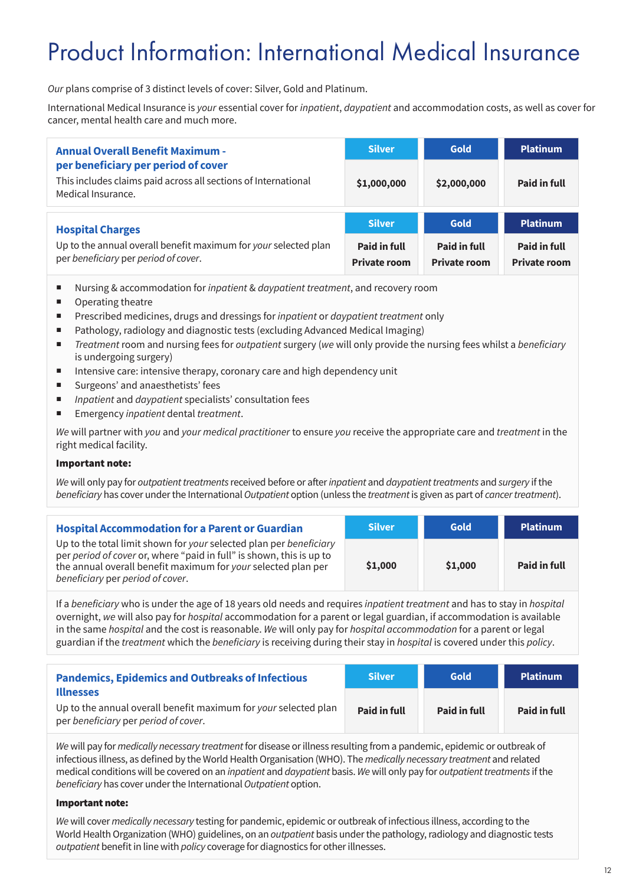# Product Information: International Medical Insurance

*Our* plans comprise of 3 distinct levels of cover: Silver, Gold and Platinum.

International Medical Insurance is *your* essential cover for *inpatient*, *daypatient* and accommodation costs, as well as cover for cancer, mental health care and much more.

| **Annual Overall Benefit Maximum - per beneficiary per period of cover**<br>This includes claims paid across all sections of International Medical Insurance. | Silver | Gold | Platinum |
|---|---|---|---|
| | **$1,000,000** | **$2,000,000** | **Paid in full** |

| **Hospital Charges**<br>Up to the annual overall benefit maximum for *your* selected plan per *beneficiary* per *period of cover*. | Silver | Gold | Platinum |
|---|---|---|---|
| | **Paid in full**<br>**Private room** | **Paid in full**<br>**Private room** | **Paid in full**<br>**Private room** |

- Nursing & accommodation for *inpatient* & *daypatient treatment*, and recovery room
- Operating theatre
- Prescribed medicines, drugs and dressings for *inpatient* or *daypatient treatment* only
- Pathology, radiology and diagnostic tests (excluding Advanced Medical Imaging)
- *Treatment* room and nursing fees for *outpatient* surgery (*we* will only provide the nursing fees whilst a *beneficiary* is undergoing surgery)
- Intensive care: intensive therapy, coronary care and high dependency unit
- Surgeons' and anaesthetists' fees
- *Inpatient* and *daypatient* specialists' consultation fees
- Emergency *inpatient* dental *treatment*.

*We* will partner with *you* and *your medical practitioner* to ensure *you* receive the appropriate care and *treatment* in the right medical facility.

**Important note:**

*We* will only pay for *outpatient treatments* received before or after *inpatient* and *daypatient treatments* and *surgery* if the *beneficiary* has cover under the International *Outpatient* option (unless the *treatment* is given as part of *cancer treatment*).

| **Hospital Accommodation for a Parent or Guardian**<br>Up to the total limit shown for *your* selected plan per *beneficiary* per *period of cover* or, where "paid in full" is shown, this is up to the annual overall benefit maximum for *your* selected plan per *beneficiary* per *period of cover*. | Silver | Gold | Platinum |
|---|---|---|---|
| | **$1,000** | **$1,000** | **Paid in full** |

If a *beneficiary* who is under the age of 18 years old needs and requires *inpatient treatment* and has to stay in *hospital* overnight, *we* will also pay for *hospital* accommodation for a parent or legal guardian, if accommodation is available in the same *hospital* and the cost is reasonable. *We* will only pay for *hospital accommodation* for a parent or legal guardian if the *treatment* which the *beneficiary* is receiving during their stay in *hospital* is covered under this *policy*.

| **Pandemics, Epidemics and Outbreaks of Infectious Illnesses**<br>Up to the annual overall benefit maximum for *your* selected plan per *beneficiary* per *period of cover*. | Silver | Gold | Platinum |
|---|---|---|---|
| | **Paid in full** | **Paid in full** | **Paid in full** |

*We* will pay for *medically necessary treatment* for disease or illness resulting from a pandemic, epidemic or outbreak of infectious illness, as defined by the World Health Organisation (WHO). The *medically necessary treatment* and related medical conditions will be covered on an *inpatient* and *daypatient* basis. *We* will only pay for *outpatient treatments* if the *beneficiary* has cover under the International *Outpatient* option.

**Important note:**

*We* will cover *medically necessary* testing for pandemic, epidemic or outbreak of infectious illness, according to the World Health Organization (WHO) guidelines, on an *outpatient* basis under the pathology, radiology and diagnostic tests *outpatient* benefit in line with *policy* coverage for diagnostics for other illnesses.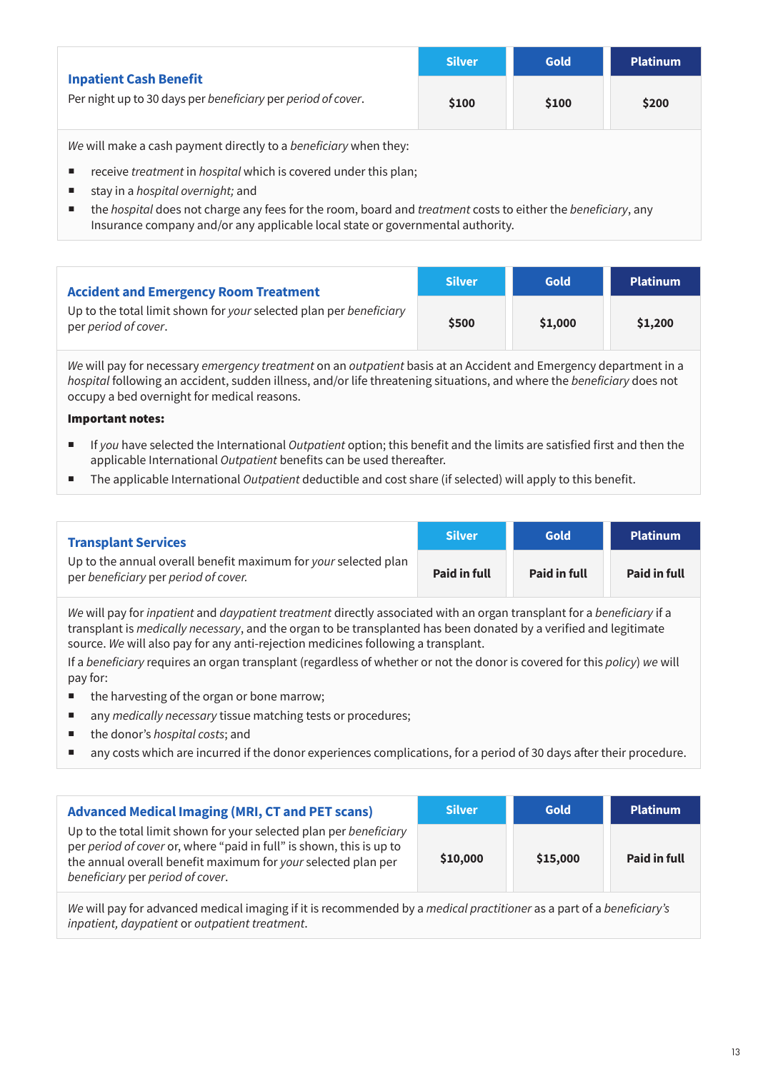| **Inpatient Cash Benefit**<br>Per night up to 30 days per *beneficiary* per *period of cover*. | Silver | Gold | Platinum |
|---|---|---|---|
| | $100 | $100 | $200 |

*We* will make a cash payment directly to a *beneficiary* when they:

- receive *treatment* in *hospital* which is covered under this plan;
- stay in a *hospital overnight;* and
- the *hospital* does not charge any fees for the room, board and *treatment* costs to either the *beneficiary*, any Insurance company and/or any applicable local state or governmental authority.

| **Accident and Emergency Room Treatment**<br>Up to the total limit shown for *your* selected plan per *beneficiary* per *period of cover*. | Silver | Gold | Platinum |
|---|---|---|---|
| | $500 | $1,000 | $1,200 |

*We* will pay for necessary *emergency treatment* on an *outpatient* basis at an Accident and Emergency department in a *hospital* following an accident, sudden illness, and/or life threatening situations, and where the *beneficiary* does not occupy a bed overnight for medical reasons.

**Important notes:**

- If *you* have selected the International *Outpatient* option; this benefit and the limits are satisfied first and then the applicable International *Outpatient* benefits can be used thereafter.
- The applicable International *Outpatient* deductible and cost share (if selected) will apply to this benefit.

| **Transplant Services**<br>Up to the annual overall benefit maximum for *your* selected plan per *beneficiary* per *period of cover.* | Silver | Gold | Platinum |
|---|---|---|---|
| | Paid in full | Paid in full | Paid in full |

*We* will pay for *inpatient* and *daypatient treatment* directly associated with an organ transplant for a *beneficiary* if a transplant is *medically necessary*, and the organ to be transplanted has been donated by a verified and legitimate source. *We* will also pay for any anti-rejection medicines following a transplant.

If a *beneficiary* requires an organ transplant (regardless of whether or not the donor is covered for this *policy*) *we* will pay for:

- the harvesting of the organ or bone marrow;
- any *medically necessary* tissue matching tests or procedures;
- the donor's *hospital costs*; and
- any costs which are incurred if the donor experiences complications, for a period of 30 days after their procedure.

| **Advanced Medical Imaging (MRI, CT and PET scans)**<br>Up to the total limit shown for your selected plan per *beneficiary* per *period of cover* or, where "paid in full" is shown, this is up to the annual overall benefit maximum for *your* selected plan per *beneficiary* per *period of cover*. | Silver | Gold | Platinum |
|---|---|---|---|
| | $10,000 | $15,000 | Paid in full |

*We* will pay for advanced medical imaging if it is recommended by a *medical practitioner* as a part of a *beneficiary's inpatient, daypatient* or *outpatient treatment*.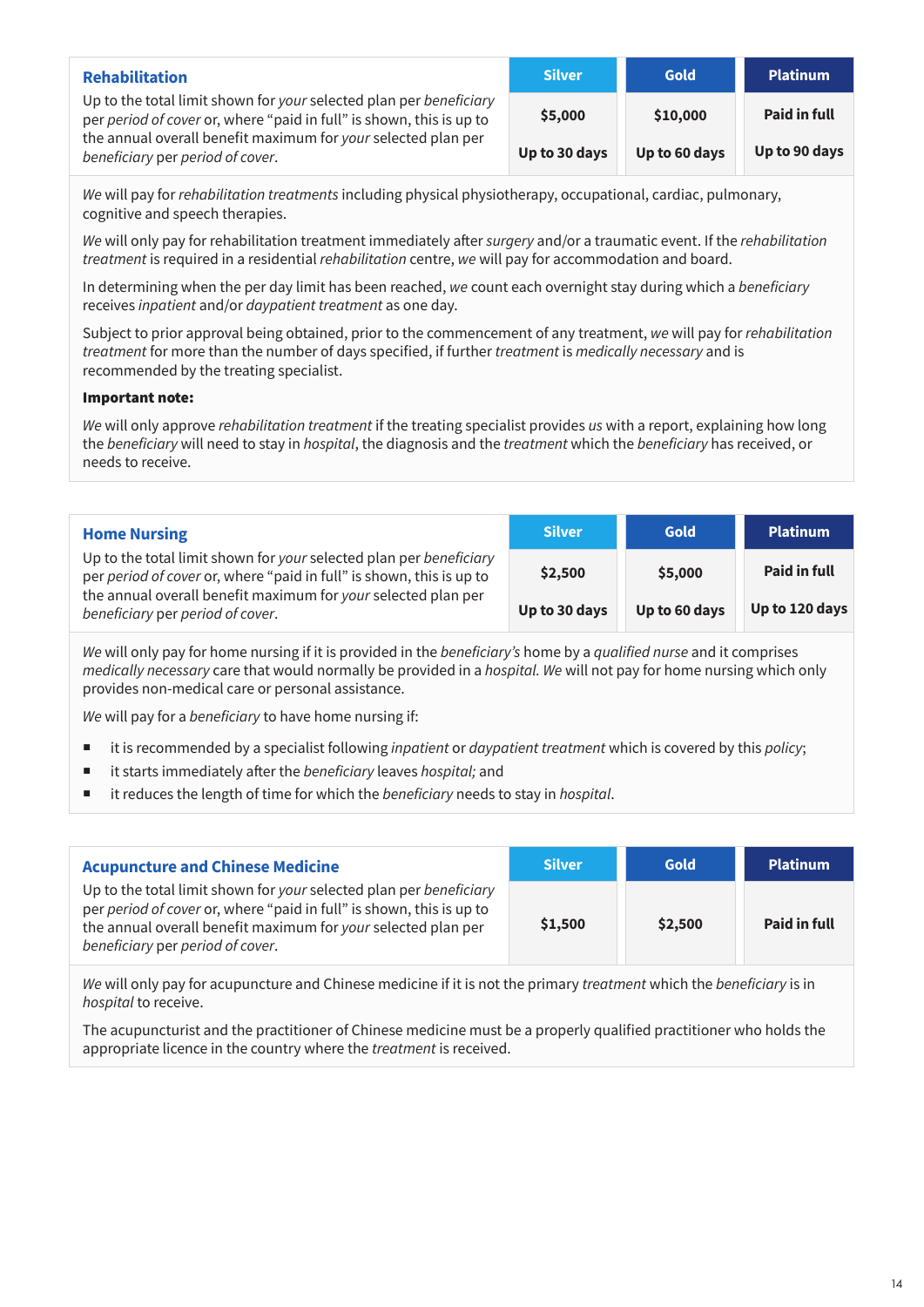| **Rehabilitation** | Silver | Gold | Platinum |
|---|---|---|---|
| Up to the total limit shown for *your* selected plan per *beneficiary* per *period of cover* or, where "paid in full" is shown, this is up to the annual overall benefit maximum for *your* selected plan per *beneficiary* per *period of cover*. | **$5,000**<br>**Up to 30 days** | **$10,000**<br>**Up to 60 days** | **Paid in full**<br>**Up to 90 days** |

*We* will pay for *rehabilitation treatments* including physical physiotherapy, occupational, cardiac, pulmonary, cognitive and speech therapies.

*We* will only pay for rehabilitation treatment immediately after *surgery* and/or a traumatic event. If the *rehabilitation treatment* is required in a residential *rehabilitation* centre, *we* will pay for accommodation and board.

In determining when the per day limit has been reached, *we* count each overnight stay during which a *beneficiary* receives *inpatient* and/or *daypatient treatment* as one day.

Subject to prior approval being obtained, prior to the commencement of any treatment, *we* will pay for *rehabilitation treatment* for more than the number of days specified, if further *treatment* is *medically necessary* and is recommended by the treating specialist.

**Important note:**

*We* will only approve *rehabilitation treatment* if the treating specialist provides *us* with a report, explaining how long the *beneficiary* will need to stay in *hospital*, the diagnosis and the *treatment* which the *beneficiary* has received, or needs to receive.

| **Home Nursing** | Silver | Gold | Platinum |
|---|---|---|---|
| Up to the total limit shown for *your* selected plan per *beneficiary* per *period of cover* or, where "paid in full" is shown, this is up to the annual overall benefit maximum for *your* selected plan per *beneficiary* per *period of cover*. | **$2,500**<br>**Up to 30 days** | **$5,000**<br>**Up to 60 days** | **Paid in full**<br>**Up to 120 days** |

*We* will only pay for home nursing if it is provided in the *beneficiary's* home by a *qualified nurse* and it comprises *medically necessary* care that would normally be provided in a *hospital. We* will not pay for home nursing which only provides non-medical care or personal assistance.

*We* will pay for a *beneficiary* to have home nursing if:

- it is recommended by a specialist following *inpatient* or *daypatient treatment* which is covered by this *policy*;
- it starts immediately after the *beneficiary* leaves *hospital;* and
- it reduces the length of time for which the *beneficiary* needs to stay in *hospital*.

| **Acupuncture and Chinese Medicine** | Silver | Gold | Platinum |
|---|---|---|---|
| Up to the total limit shown for *your* selected plan per *beneficiary* per *period of cover* or, where "paid in full" is shown, this is up to the annual overall benefit maximum for *your* selected plan per *beneficiary* per *period of cover*. | **$1,500** | **$2,500** | **Paid in full** |

*We* will only pay for acupuncture and Chinese medicine if it is not the primary *treatment* which the *beneficiary* is in *hospital* to receive.

The acupuncturist and the practitioner of Chinese medicine must be a properly qualified practitioner who holds the appropriate licence in the country where the *treatment* is received.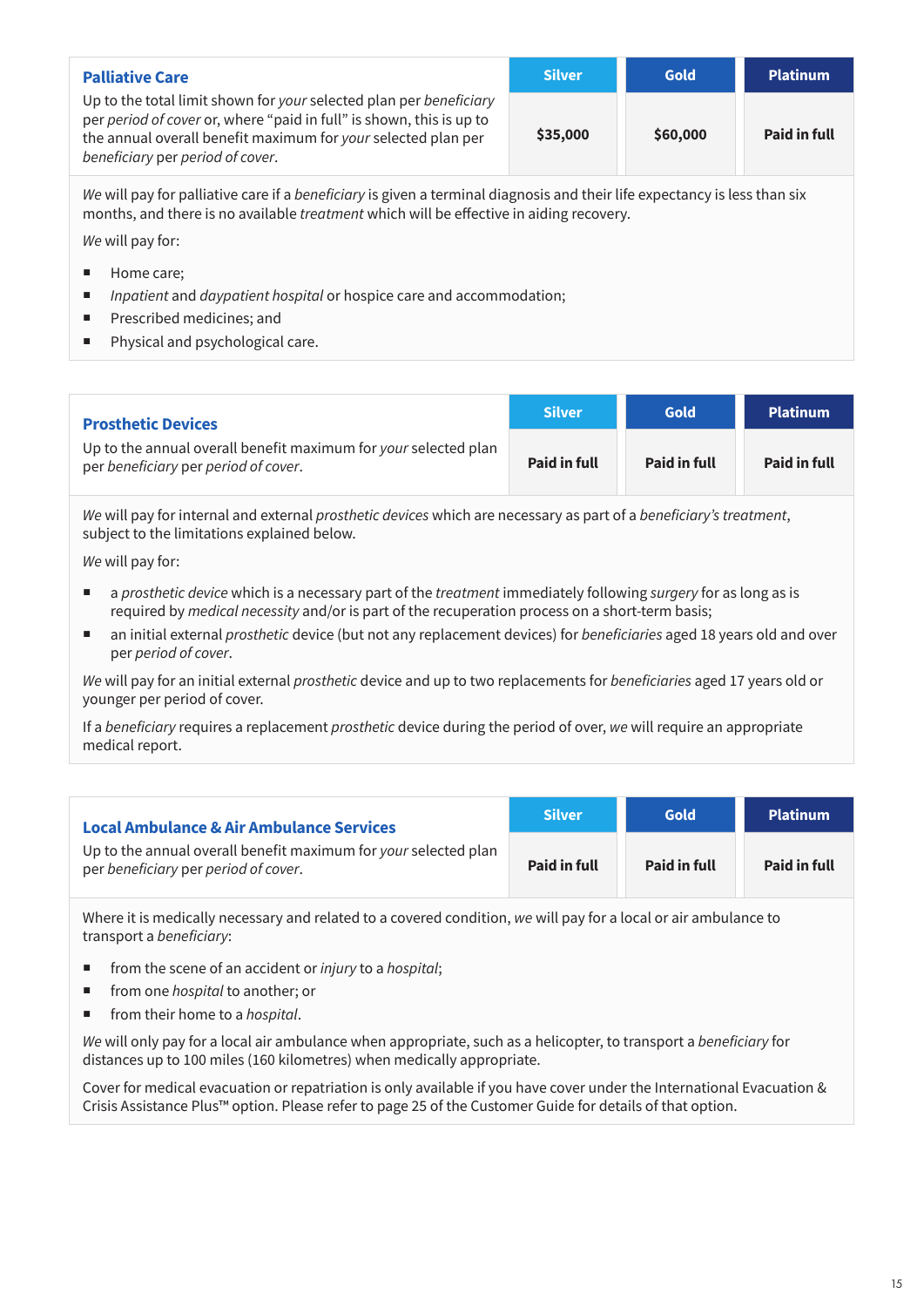| **Palliative Care**<br>Up to the total limit shown for *your* selected plan per *beneficiary* per *period of cover* or, where "paid in full" is shown, this is up to the annual overall benefit maximum for *your* selected plan per *beneficiary* per *period of cover*. | Silver | Gold | Platinum |
|---|---|---|---|
| | **$35,000** | **$60,000** | **Paid in full** |

*We* will pay for palliative care if a *beneficiary* is given a terminal diagnosis and their life expectancy is less than six months, and there is no available *treatment* which will be effective in aiding recovery.

*We* will pay for:

- Home care;
- *Inpatient* and *daypatient hospital* or hospice care and accommodation;
- Prescribed medicines; and
- Physical and psychological care.

| **Prosthetic Devices**<br>Up to the annual overall benefit maximum for *your* selected plan per *beneficiary* per *period of cover*. | Silver | Gold | Platinum |
|---|---|---|---|
| | **Paid in full** | **Paid in full** | **Paid in full** |

*We* will pay for internal and external *prosthetic devices* which are necessary as part of a *beneficiary's treatment*, subject to the limitations explained below.

*We* will pay for:

- a *prosthetic device* which is a necessary part of the *treatment* immediately following *surgery* for as long as is required by *medical necessity* and/or is part of the recuperation process on a short-term basis;
- an initial external *prosthetic* device (but not any replacement devices) for *beneficiaries* aged 18 years old and over per *period of cover*.

*We* will pay for an initial external *prosthetic* device and up to two replacements for *beneficiaries* aged 17 years old or younger per period of cover.

If a *beneficiary* requires a replacement *prosthetic* device during the period of over, *we* will require an appropriate medical report.

| **Local Ambulance & Air Ambulance Services**<br>Up to the annual overall benefit maximum for *your* selected plan per *beneficiary* per *period of cover*. | Silver | Gold | Platinum |
|---|---|---|---|
| | **Paid in full** | **Paid in full** | **Paid in full** |

Where it is medically necessary and related to a covered condition, *we* will pay for a local or air ambulance to transport a *beneficiary*:

- from the scene of an accident or *injury* to a *hospital*;
- from one *hospital* to another; or
- from their home to a *hospital*.

*We* will only pay for a local air ambulance when appropriate, such as a helicopter, to transport a *beneficiary* for distances up to 100 miles (160 kilometres) when medically appropriate.

Cover for medical evacuation or repatriation is only available if you have cover under the International Evacuation & Crisis Assistance Plus™ option. Please refer to page 25 of the Customer Guide for details of that option.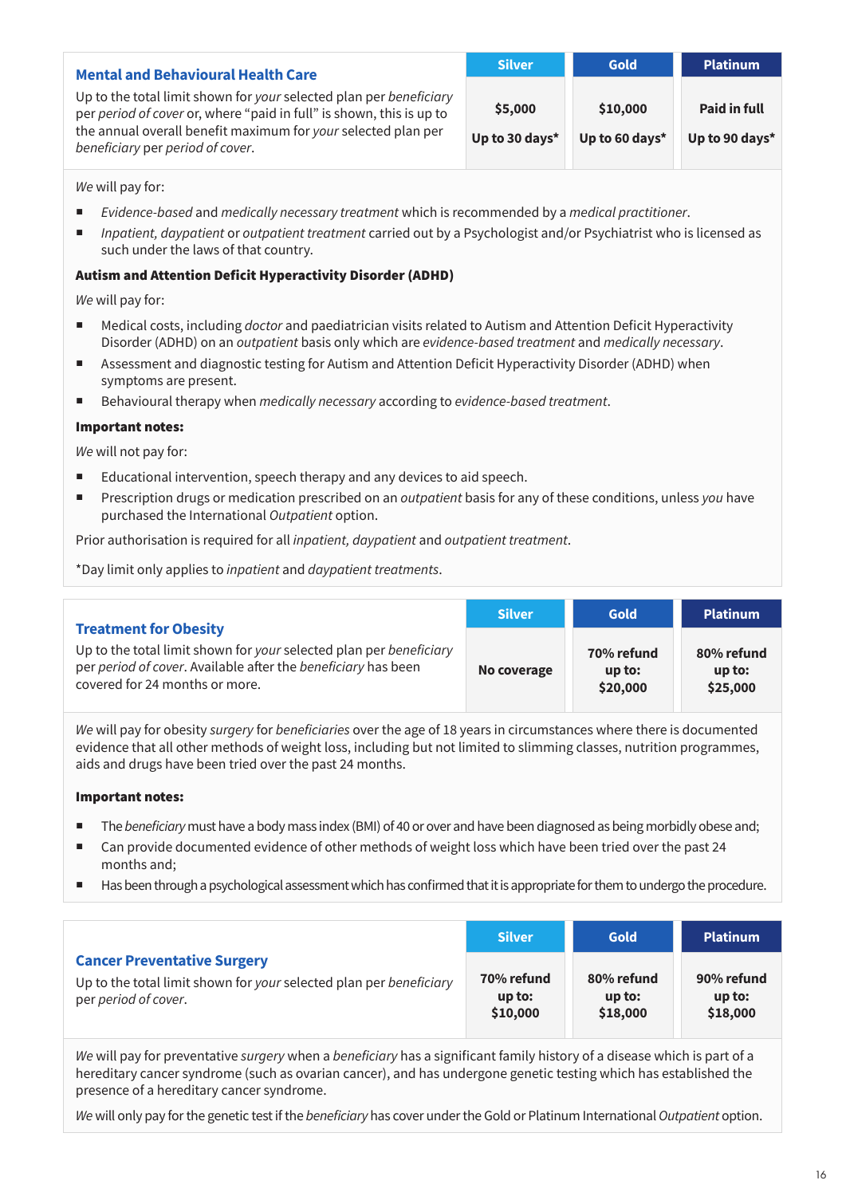| **Mental and Behavioural Health Care**<br>Up to the total limit shown for *your* selected plan per *beneficiary* per *period of cover* or, where "paid in full" is shown, this is up to the annual overall benefit maximum for *your* selected plan per *beneficiary* per *period of cover*. | Silver | Gold | Platinum |
|---|---|---|---|
| | **$5,000**<br>**Up to 30 days*** | **$10,000**<br>**Up to 60 days*** | **Paid in full**<br>**Up to 90 days*** |

*We* will pay for:

- *Evidence-based* and *medically necessary treatment* which is recommended by a *medical practitioner*.
- *Inpatient, daypatient* or *outpatient treatment* carried out by a Psychologist and/or Psychiatrist who is licensed as such under the laws of that country.

**Autism and Attention Deficit Hyperactivity Disorder (ADHD)**

*We* will pay for:

- Medical costs, including *doctor* and paediatrician visits related to Autism and Attention Deficit Hyperactivity Disorder (ADHD) on an *outpatient* basis only which are *evidence-based treatment* and *medically necessary*.
- Assessment and diagnostic testing for Autism and Attention Deficit Hyperactivity Disorder (ADHD) when symptoms are present.
- Behavioural therapy when *medically necessary* according to *evidence-based treatment*.

**Important notes:**

*We* will not pay for:

- Educational intervention, speech therapy and any devices to aid speech.
- Prescription drugs or medication prescribed on an *outpatient* basis for any of these conditions, unless *you* have purchased the International *Outpatient* option.

Prior authorisation is required for all *inpatient, daypatient* and *outpatient treatment*.

*Day limit only applies to *inpatient* and *daypatient treatments*.

| **Treatment for Obesity**<br>Up to the total limit shown for *your* selected plan per *beneficiary* per *period of cover*. Available after the *beneficiary* has been covered for 24 months or more. | Silver | Gold | Platinum |
|---|---|---|---|
| | **No coverage** | **70% refund up to: $20,000** | **80% refund up to: $25,000** |

*We* will pay for obesity *surgery* for *beneficiaries* over the age of 18 years in circumstances where there is documented evidence that all other methods of weight loss, including but not limited to slimming classes, nutrition programmes, aids and drugs have been tried over the past 24 months.

**Important notes:**

- The *beneficiary* must have a body mass index (BMI) of 40 or over and have been diagnosed as being morbidly obese and;
- Can provide documented evidence of other methods of weight loss which have been tried over the past 24 months and;
- Has been through a psychological assessment which has confirmed that it is appropriate for them to undergo the procedure.

| **Cancer Preventative Surgery**<br>Up to the total limit shown for *your* selected plan per *beneficiary* per *period of cover*. | Silver | Gold | Platinum |
|---|---|---|---|
| | **70% refund up to: $10,000** | **80% refund up to: $18,000** | **90% refund up to: $18,000** |

*We* will pay for preventative *surgery* when a *beneficiary* has a significant family history of a disease which is part of a hereditary cancer syndrome (such as ovarian cancer), and has undergone genetic testing which has established the presence of a hereditary cancer syndrome.

*We* will only pay for the genetic test if the *beneficiary* has cover under the Gold or Platinum International *Outpatient* option.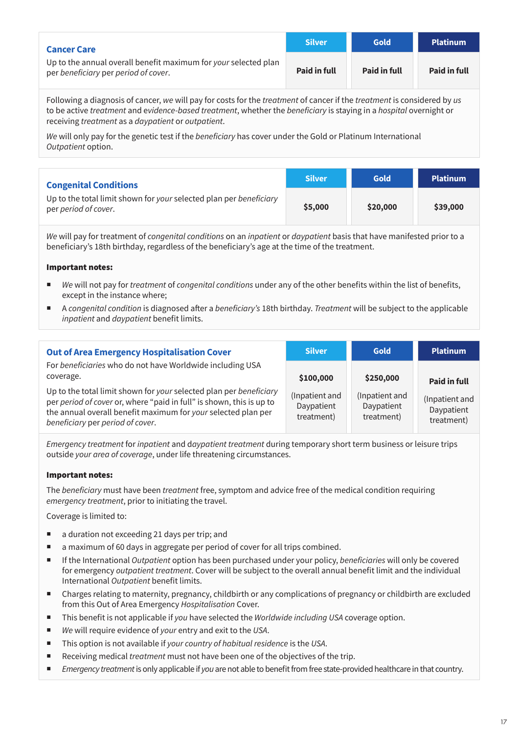| **Cancer Care**<br>Up to the annual overall benefit maximum for *your* selected plan per *beneficiary* per *period of cover*. | Silver | Gold | Platinum |
|---|---|---|---|
| | **Paid in full** | **Paid in full** | **Paid in full** |

Following a diagnosis of cancer, *we* will pay for costs for the *treatment* of cancer if the *treatment* is considered by *us* to be active *treatment* and *evidence-based treatment*, whether the *beneficiary* is staying in a *hospital* overnight or receiving *treatment* as a *daypatient* or *outpatient*.

*We* will only pay for the genetic test if the *beneficiary* has cover under the Gold or Platinum International *Outpatient* option.

| **Congenital Conditions**<br>Up to the total limit shown for *your* selected plan per *beneficiary* per *period of cover*. | Silver | Gold | Platinum |
|---|---|---|---|
| | **$5,000** | **$20,000** | **$39,000** |

*We* will pay for treatment of *congenital conditions* on an *inpatient* or *daypatient* basis that have manifested prior to a beneficiary's 18th birthday, regardless of the beneficiary's age at the time of the treatment.

**Important notes:**

- *We* will not pay for *treatment* of *congenital conditions* under any of the other benefits within the list of benefits, except in the instance where;
- A *congenital condition* is diagnosed after a *beneficiary's* 18th birthday. *Treatment* will be subject to the applicable *inpatient* and *daypatient* benefit limits.

| **Out of Area Emergency Hospitalisation Cover**<br>For *beneficiaries* who do not have Worldwide including USA coverage.<br>Up to the total limit shown for *your* selected plan per *beneficiary* per *period of cover* or, where "paid in full" is shown, this is up to the annual overall benefit maximum for *your* selected plan per *beneficiary* per *period of cover*. | Silver | Gold | Platinum |
|---|---|---|---|
| | **$100,000**<br>(Inpatient and Daypatient treatment) | **$250,000**<br>(Inpatient and Daypatient treatment) | **Paid in full**<br>(Inpatient and Daypatient treatment) |

*Emergency treatment* for *inpatient* and d*aypatient treatment* during temporary short term business or leisure trips outside *your area of coverage*, under life threatening circumstances.

**Important notes:**

The *beneficiary* must have been *treatment* free, symptom and advice free of the medical condition requiring *emergency treatment*, prior to initiating the travel.

Coverage is limited to:

- a duration not exceeding 21 days per trip; and
- a maximum of 60 days in aggregate per period of cover for all trips combined.
- If the International *Outpatient* option has been purchased under your policy, *beneficiaries* will only be covered for emergency *outpatient treatment*. Cover will be subject to the overall annual benefit limit and the individual International *Outpatient* benefit limits.
- Charges relating to maternity, pregnancy, childbirth or any complications of pregnancy or childbirth are excluded from this Out of Area Emergency *Hospitalisation* Cover.
- This benefit is not applicable if *you* have selected the *Worldwide including USA* coverage option.
- *We* will require evidence of *your* entry and exit to the *USA*.
- This option is not available if *your country of habitual residence* is the *USA*.
- Receiving medical *treatment* must not have been one of the objectives of the trip.
- *Emergency treatment* is only applicable if *you* are not able to benefit from free state-provided healthcare in that country.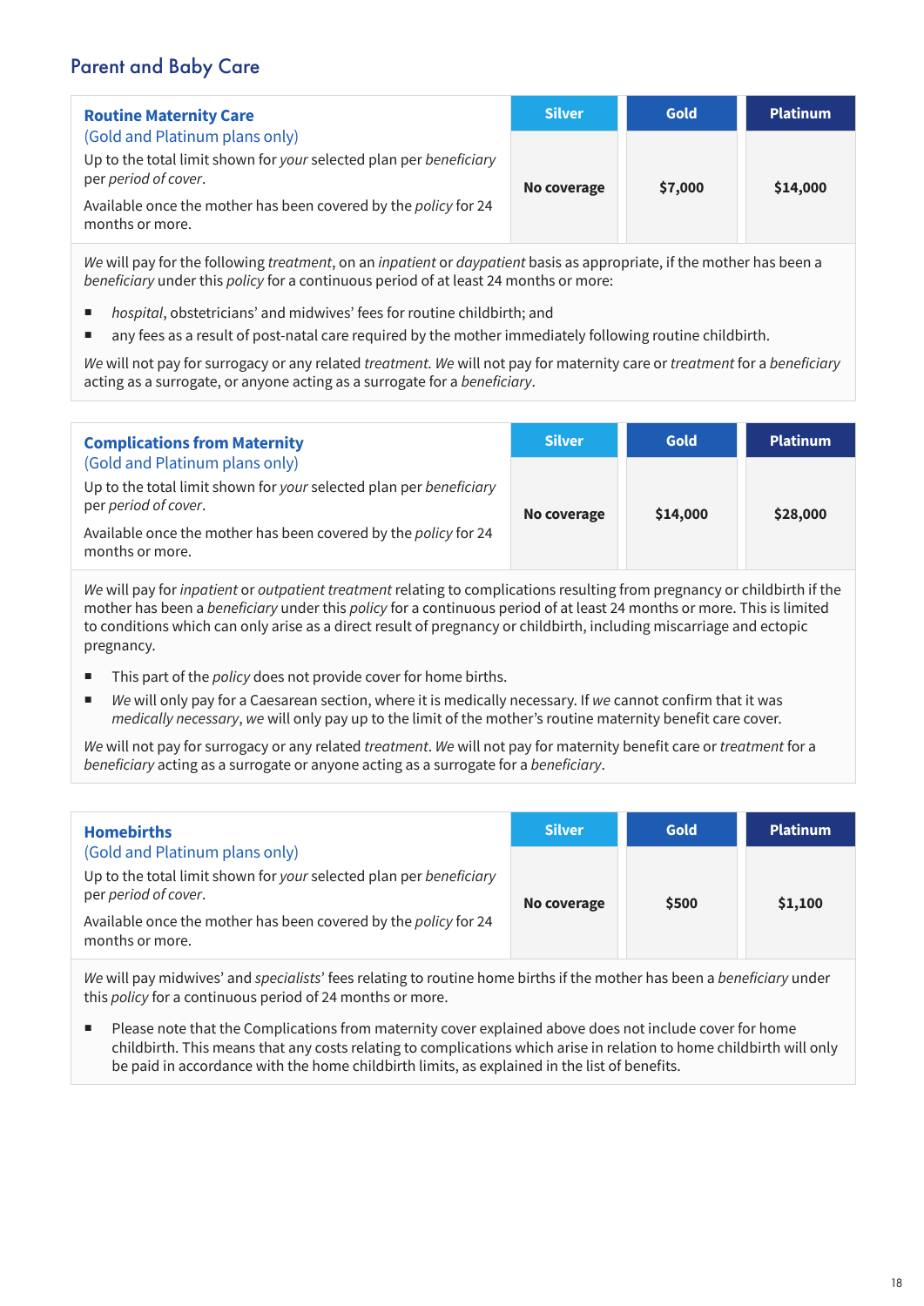## Parent and Baby Care

| **Routine Maternity Care**<br>(Gold and Platinum plans only)<br>Up to the total limit shown for *your* selected plan per *beneficiary* per *period of cover*.<br>Available once the mother has been covered by the *policy* for 24 months or more. | Silver | Gold | Platinum |
|---|---|---|---|
| | **No coverage** | **$7,000** | **$14,000** |

*We* will pay for the following *treatment*, on an *inpatient* or *daypatient* basis as appropriate, if the mother has been a *beneficiary* under this *policy* for a continuous period of at least 24 months or more:

- *hospital*, obstetricians' and midwives' fees for routine childbirth; and
- any fees as a result of post-natal care required by the mother immediately following routine childbirth.

*We* will not pay for surrogacy or any related *treatment. We* will not pay for maternity care or *treatment* for a *beneficiary* acting as a surrogate, or anyone acting as a surrogate for a *beneficiary*.

| **Complications from Maternity**<br>(Gold and Platinum plans only)<br>Up to the total limit shown for *your* selected plan per *beneficiary* per *period of cover*.<br>Available once the mother has been covered by the *policy* for 24 months or more. | Silver | Gold | Platinum |
|---|---|---|---|
| | **No coverage** | **$14,000** | **$28,000** |

*We* will pay for *inpatient* or *outpatient treatment* relating to complications resulting from pregnancy or childbirth if the mother has been a *beneficiary* under this *policy* for a continuous period of at least 24 months or more. This is limited to conditions which can only arise as a direct result of pregnancy or childbirth, including miscarriage and ectopic pregnancy.

- This part of the *policy* does not provide cover for home births.
- *We* will only pay for a Caesarean section, where it is medically necessary. If *we* cannot confirm that it was *medically necessary*, *we* will only pay up to the limit of the mother's routine maternity benefit care cover.

*We* will not pay for surrogacy or any related *treatment*. *We* will not pay for maternity benefit care or *treatment* for a *beneficiary* acting as a surrogate or anyone acting as a surrogate for a *beneficiary*.

| **Homebirths**<br>(Gold and Platinum plans only)<br>Up to the total limit shown for *your* selected plan per *beneficiary* per *period of cover*.<br>Available once the mother has been covered by the *policy* for 24 months or more. | Silver | Gold | Platinum |
|---|---|---|---|
| | **No coverage** | **$500** | **$1,100** |

*We* will pay midwives' and *specialists*' fees relating to routine home births if the mother has been a *beneficiary* under this *policy* for a continuous period of 24 months or more.

- Please note that the Complications from maternity cover explained above does not include cover for home childbirth. This means that any costs relating to complications which arise in relation to home childbirth will only be paid in accordance with the home childbirth limits, as explained in the list of benefits.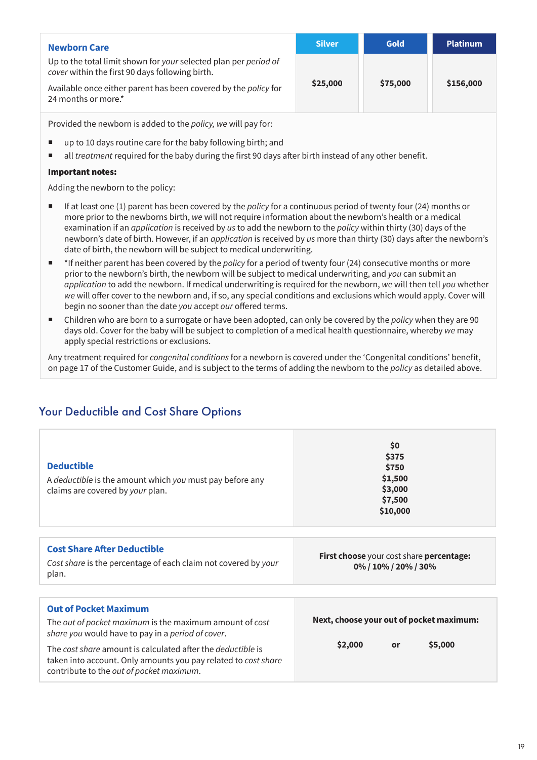| **Newborn Care** | **Silver** | **Gold** | **Platinum** |
|---|---|---|---|
| Up to the total limit shown for *your* selected plan per *period of cover* within the first 90 days following birth.<br><br>Available once either parent has been covered by the *policy* for 24 months or more.* | **$25,000** | **$75,000** | **$156,000** |

Provided the newborn is added to the *policy, we* will pay for:

- up to 10 days routine care for the baby following birth; and
- all *treatment* required for the baby during the first 90 days after birth instead of any other benefit.

**Important notes:**

Adding the newborn to the policy:

- If at least one (1) parent has been covered by the *policy* for a continuous period of twenty four (24) months or more prior to the newborns birth, *we* will not require information about the newborn's health or a medical examination if an *application* is received by *us* to add the newborn to the *policy* within thirty (30) days of the newborn's date of birth. However, if an *application* is received by *us* more than thirty (30) days after the newborn's date of birth, the newborn will be subject to medical underwriting.
- *If neither parent has been covered by the *policy* for a period of twenty four (24) consecutive months or more prior to the newborn's birth, the newborn will be subject to medical underwriting, and *you* can submit an *application* to add the newborn. If medical underwriting is required for the newborn, *we* will then tell *you* whether *we* will offer cover to the newborn and, if so, any special conditions and exclusions which would apply. Cover will begin no sooner than the date *you* accept *our* offered terms.
- Children who are born to a surrogate or have been adopted, can only be covered by the *policy* when they are 90 days old. Cover for the baby will be subject to completion of a medical health questionnaire, whereby *we* may apply special restrictions or exclusions.

Any treatment required for *congenital conditions* for a newborn is covered under the 'Congenital conditions' benefit, on page 17 of the Customer Guide, and is subject to the terms of adding the newborn to the *policy* as detailed above.

## Your Deductible and Cost Share Options

| | |
|---|---|
| **Deductible**<br><br>A *deductible* is the amount which *you* must pay before any claims are covered by *your* plan. | **$0**<br>**$375**<br>**$750**<br>**$1,500**<br>**$3,000**<br>**$7,500**<br>**$10,000** |
| **Cost Share After Deductible**<br><br>*Cost share* is the percentage of each claim not covered by *your* plan. | **First choose** your cost share **percentage:**<br>**0% / 10% / 20% / 30%** |
| **Out of Pocket Maximum**<br><br>The *out of pocket maximum* is the maximum amount of *cost share you* would have to pay in a *period of cover*.<br><br>The *cost share* amount is calculated after the *deductible* is taken into account. Only amounts you pay related to *cost share* contribute to the *out of pocket maximum*. | **Next, choose your out of pocket maximum:**<br><br>**$2,000** or **$5,000** |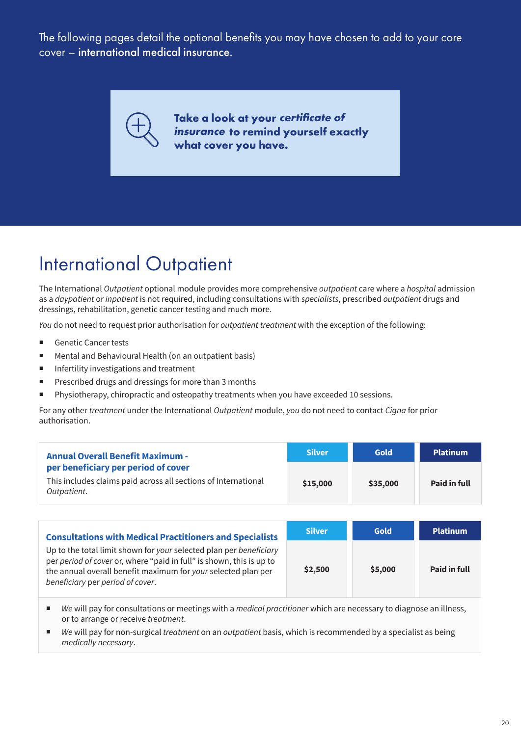The following pages detail the optional benefits you may have chosen to add to your core cover – **international medical insurance.**

**Take a look at your *certificate of insurance* to remind yourself exactly what cover you have.**

# International Outpatient

The International *Outpatient* optional module provides more comprehensive *outpatient* care where a *hospital* admission as a *daypatient* or *inpatient* is not required, including consultations with *specialists*, prescribed *outpatient* drugs and dressings, rehabilitation, genetic cancer testing and much more.

*You* do not need to request prior authorisation for *outpatient treatment* with the exception of the following:

- Genetic Cancer tests
- Mental and Behavioural Health (on an outpatient basis)
- Infertility investigations and treatment
- Prescribed drugs and dressings for more than 3 months
- Physiotherapy, chiropractic and osteopathy treatments when you have exceeded 10 sessions.

For any other *treatment* under the International *Outpatient* module, *you* do not need to contact *Cigna* for prior authorisation.

| **Annual Overall Benefit Maximum - per beneficiary per period of cover**<br>This includes claims paid across all sections of International *Outpatient*. | Silver | Gold | Platinum |
|---|---|---|---|
| | **$15,000** | **$35,000** | **Paid in full** |

| **Consultations with Medical Practitioners and Specialists**<br>Up to the total limit shown for *your* selected plan per *beneficiary* per *period of cover* or, where "paid in full" is shown, this is up to the annual overall benefit maximum for *your* selected plan per *beneficiary* per *period of cover*. | Silver | Gold | Platinum |
|---|---|---|---|
| | **$2,500** | **$5,000** | **Paid in full** |

- *We* will pay for consultations or meetings with a *medical practitioner* which are necessary to diagnose an illness, or to arrange or receive *treatment*.
- *We* will pay for non-surgical *treatment* on an *outpatient* basis, which is recommended by a specialist as being *medically necessary*.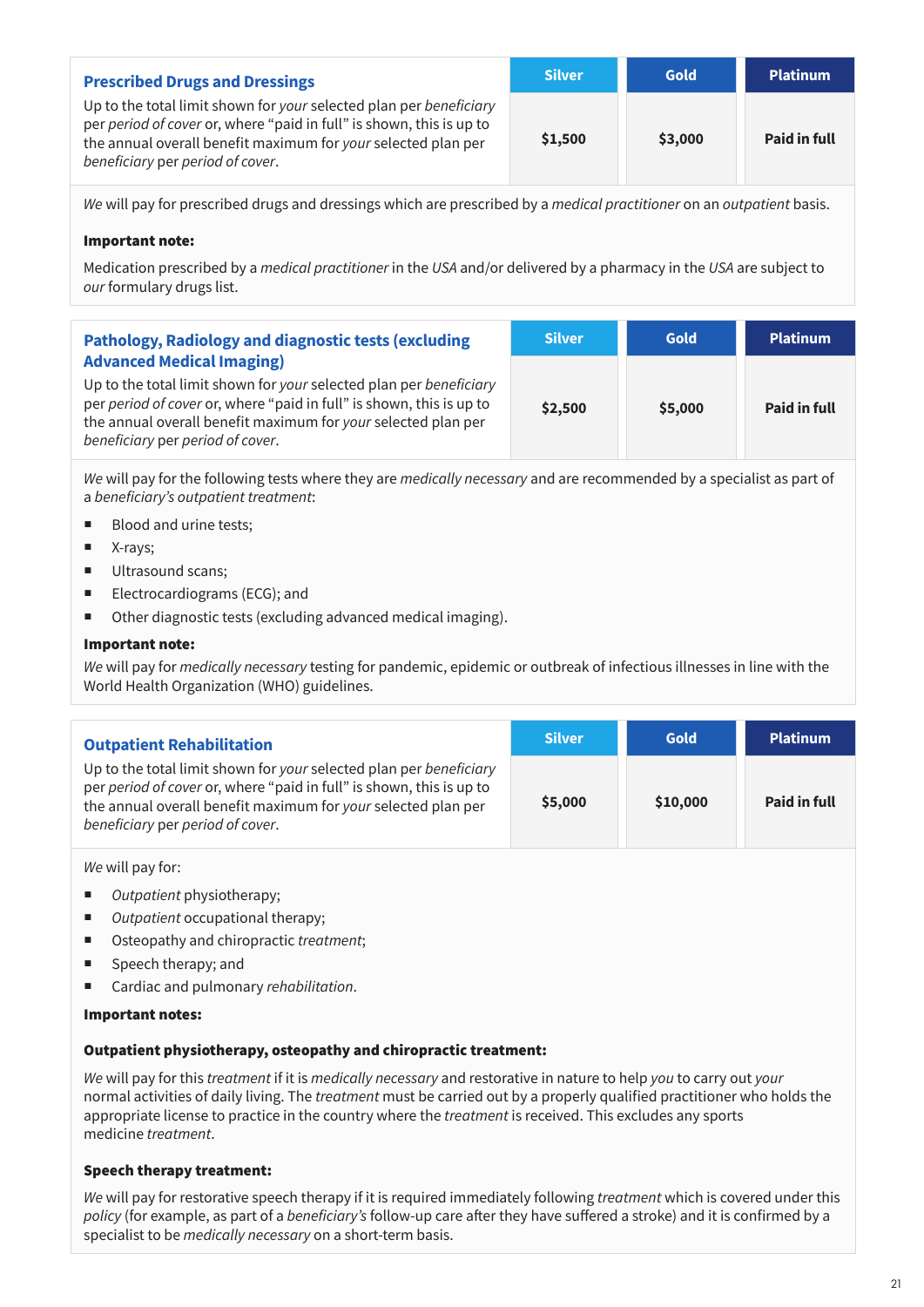| **Prescribed Drugs and Dressings**<br>Up to the total limit shown for *your* selected plan per *beneficiary* per *period of cover* or, where "paid in full" is shown, this is up to the annual overall benefit maximum for *your* selected plan per *beneficiary* per *period of cover*. | Silver | Gold | Platinum |
|---|---|---|---|
| | **$1,500** | **$3,000** | **Paid in full** |

*We* will pay for prescribed drugs and dressings which are prescribed by a *medical practitioner* on an *outpatient* basis.

**Important note:**

Medication prescribed by a *medical practitioner* in the *USA* and/or delivered by a pharmacy in the *USA* are subject to *our* formulary drugs list.

| **Pathology, Radiology and diagnostic tests (excluding Advanced Medical Imaging)**<br>Up to the total limit shown for *your* selected plan per *beneficiary* per *period of cover* or, where "paid in full" is shown, this is up to the annual overall benefit maximum for *your* selected plan per *beneficiary* per *period of cover*. | Silver | Gold | Platinum |
|---|---|---|---|
| | **$2,500** | **$5,000** | **Paid in full** |

*We* will pay for the following tests where they are *medically necessary* and are recommended by a specialist as part of a *beneficiary's outpatient treatment*:

- Blood and urine tests;
- X-rays;
- Ultrasound scans;
- Electrocardiograms (ECG); and
- Other diagnostic tests (excluding advanced medical imaging).

**Important note:**

*We* will pay for *medically necessary* testing for pandemic, epidemic or outbreak of infectious illnesses in line with the World Health Organization (WHO) guidelines.

| **Outpatient Rehabilitation**<br>Up to the total limit shown for *your* selected plan per *beneficiary* per *period of cover* or, where "paid in full" is shown, this is up to the annual overall benefit maximum for *your* selected plan per *beneficiary* per *period of cover*. | Silver | Gold | Platinum |
|---|---|---|---|
| | **$5,000** | **$10,000** | **Paid in full** |

*We* will pay for:

- *Outpatient* physiotherapy;
- *Outpatient* occupational therapy;
- Osteopathy and chiropractic *treatment*;
- Speech therapy; and
- Cardiac and pulmonary *rehabilitation*.

**Important notes:**

**Outpatient physiotherapy, osteopathy and chiropractic treatment:**

*We* will pay for this *treatment* if it is *medically necessary* and restorative in nature to help *you* to carry out *your* normal activities of daily living. The *treatment* must be carried out by a properly qualified practitioner who holds the appropriate license to practice in the country where the *treatment* is received. This excludes any sports medicine *treatment*.

**Speech therapy treatment:**

*We* will pay for restorative speech therapy if it is required immediately following *treatment* which is covered under this *policy* (for example, as part of a *beneficiary's* follow-up care after they have suffered a stroke) and it is confirmed by a specialist to be *medically necessary* on a short-term basis.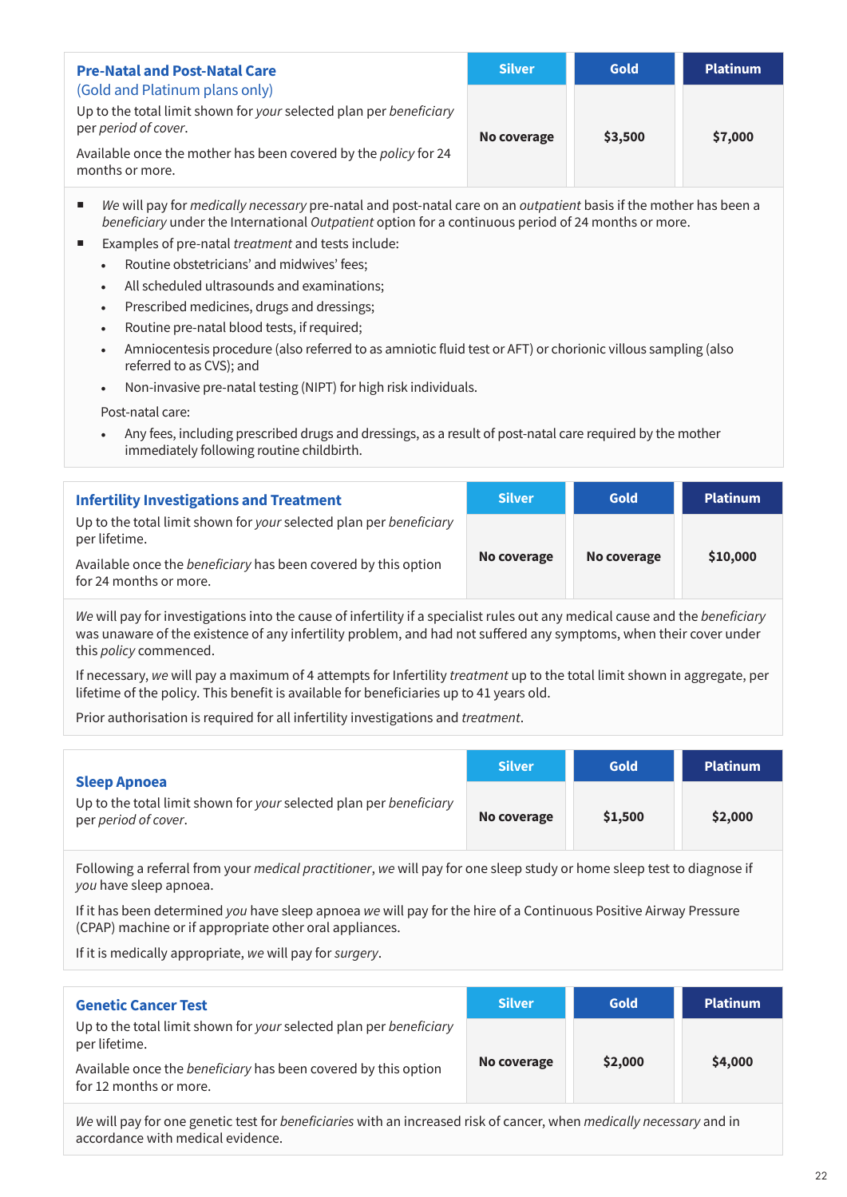| **Pre-Natal and Post-Natal Care** (Gold and Platinum plans only) Up to the total limit shown for *your* selected plan per *beneficiary* per *period of cover*. Available once the mother has been covered by the *policy* for 24 months or more. | Silver | Gold | Platinum |
|---|---|---|---|
| | **No coverage** | **$3,500** | **$7,000** |

- *We* will pay for *medically necessary* pre-natal and post-natal care on an *outpatient* basis if the mother has been a *beneficiary* under the International *Outpatient* option for a continuous period of 24 months or more.
- Examples of pre-natal *treatment* and tests include:
  - Routine obstetricians' and midwives' fees;
  - All scheduled ultrasounds and examinations;
  - Prescribed medicines, drugs and dressings;
  - Routine pre-natal blood tests, if required;
  - Amniocentesis procedure (also referred to as amniotic fluid test or AFT) or chorionic villous sampling (also referred to as CVS); and
  - Non-invasive pre-natal testing (NIPT) for high risk individuals.

  Post-natal care:
  - Any fees, including prescribed drugs and dressings, as a result of post-natal care required by the mother immediately following routine childbirth.

| **Infertility Investigations and Treatment** Up to the total limit shown for *your* selected plan per *beneficiary* per lifetime. Available once the *beneficiary* has been covered by this option for 24 months or more. | Silver | Gold | Platinum |
|---|---|---|---|
| | **No coverage** | **No coverage** | **$10,000** |

*We* will pay for investigations into the cause of infertility if a specialist rules out any medical cause and the *beneficiary* was unaware of the existence of any infertility problem, and had not suffered any symptoms, when their cover under this *policy* commenced.

If necessary, *we* will pay a maximum of 4 attempts for Infertility *treatment* up to the total limit shown in aggregate, per lifetime of the policy. This benefit is available for beneficiaries up to 41 years old.

Prior authorisation is required for all infertility investigations and *treatment*.

| **Sleep Apnoea** Up to the total limit shown for *your* selected plan per *beneficiary* per *period of cover*. | Silver | Gold | Platinum |
|---|---|---|---|
| | **No coverage** | **$1,500** | **$2,000** |

Following a referral from your *medical practitioner*, *we* will pay for one sleep study or home sleep test to diagnose if *you* have sleep apnoea.

If it has been determined *you* have sleep apnoea *we* will pay for the hire of a Continuous Positive Airway Pressure (CPAP) machine or if appropriate other oral appliances.

If it is medically appropriate, *we* will pay for *surgery*.

| **Genetic Cancer Test** Up to the total limit shown for *your* selected plan per *beneficiary* per lifetime. Available once the *beneficiary* has been covered by this option for 12 months or more. | Silver | Gold | Platinum |
|---|---|---|---|
| | **No coverage** | **$2,000** | **$4,000** |

*We* will pay for one genetic test for *beneficiaries* with an increased risk of cancer, when *medically necessary* and in accordance with medical evidence.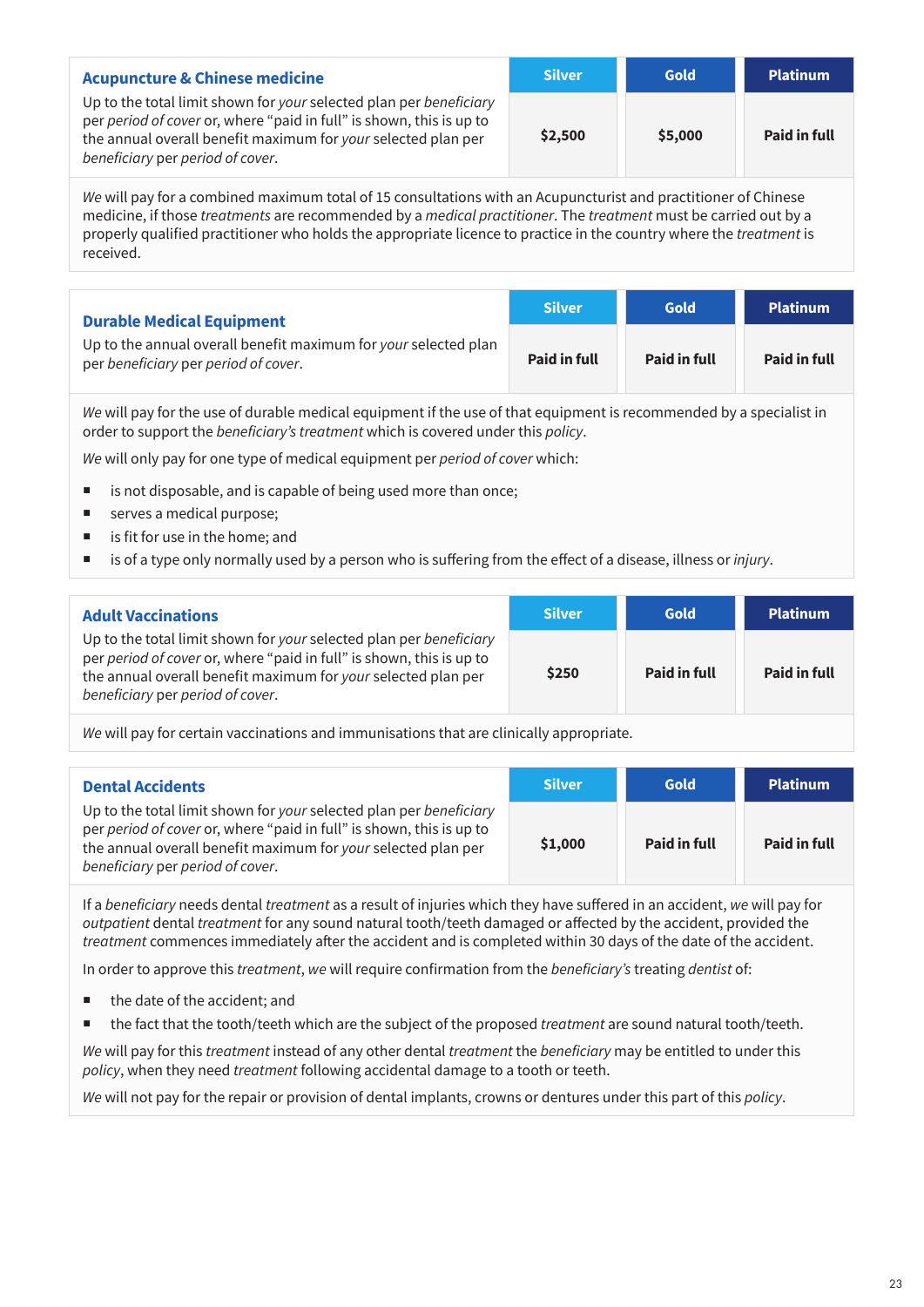| **Acupuncture & Chinese medicine**<br>Up to the total limit shown for *your* selected plan per *beneficiary* per *period of cover* or, where "paid in full" is shown, this is up to the annual overall benefit maximum for *your* selected plan per *beneficiary* per *period of cover*. | Silver | Gold | Platinum |
|---|---|---|---|
| | **$2,500** | **$5,000** | **Paid in full** |

*We* will pay for a combined maximum total of 15 consultations with an Acupuncturist and practitioner of Chinese medicine, if those *treatments* are recommended by a *medical practitioner*. The *treatment* must be carried out by a properly qualified practitioner who holds the appropriate licence to practice in the country where the *treatment* is received.

| **Durable Medical Equipment**<br>Up to the annual overall benefit maximum for *your* selected plan per *beneficiary* per *period of cover*. | Silver | Gold | Platinum |
|---|---|---|---|
| | **Paid in full** | **Paid in full** | **Paid in full** |

*We* will pay for the use of durable medical equipment if the use of that equipment is recommended by a specialist in order to support the *beneficiary's treatment* which is covered under this *policy*.

*We* will only pay for one type of medical equipment per *period of cover* which:

- is not disposable, and is capable of being used more than once;
- serves a medical purpose;
- is fit for use in the home; and
- is of a type only normally used by a person who is suffering from the effect of a disease, illness or *injury*.

| **Adult Vaccinations**<br>Up to the total limit shown for *your* selected plan per *beneficiary* per *period of cover* or, where "paid in full" is shown, this is up to the annual overall benefit maximum for *your* selected plan per *beneficiary* per *period of cover*. | Silver | Gold | Platinum |
|---|---|---|---|
| | **$250** | **Paid in full** | **Paid in full** |

*We* will pay for certain vaccinations and immunisations that are clinically appropriate.

| **Dental Accidents**<br>Up to the total limit shown for *your* selected plan per *beneficiary* per *period of cover* or, where "paid in full" is shown, this is up to the annual overall benefit maximum for *your* selected plan per *beneficiary* per *period of cover*. | Silver | Gold | Platinum |
|---|---|---|---|
| | **$1,000** | **Paid in full** | **Paid in full** |

If a *beneficiary* needs dental *treatment* as a result of injuries which they have suffered in an accident, *we* will pay for *outpatient* dental *treatment* for any sound natural tooth/teeth damaged or affected by the accident, provided the *treatment* commences immediately after the accident and is completed within 30 days of the date of the accident.

In order to approve this *treatment*, *we* will require confirmation from the *beneficiary's* treating *dentist* of:

- the date of the accident; and
- the fact that the tooth/teeth which are the subject of the proposed *treatment* are sound natural tooth/teeth.

*We* will pay for this *treatment* instead of any other dental *treatment* the *beneficiary* may be entitled to under this *policy*, when they need *treatment* following accidental damage to a tooth or teeth.

*We* will not pay for the repair or provision of dental implants, crowns or dentures under this part of this *policy*.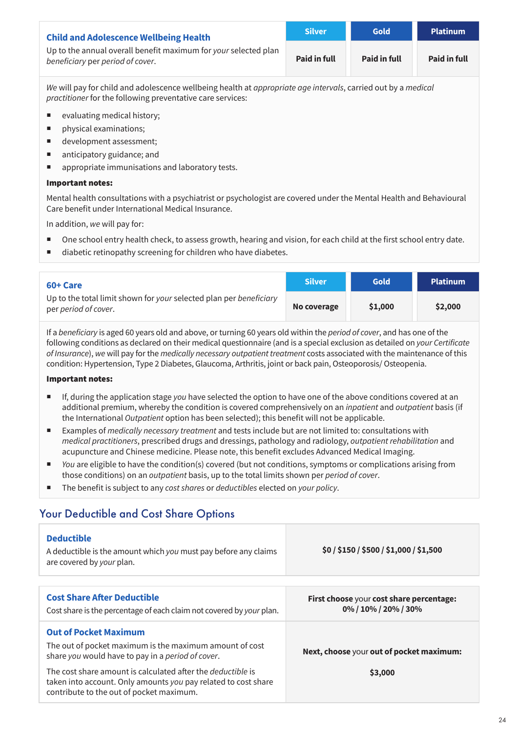| **Child and Adolescence Wellbeing Health**<br>Up to the annual overall benefit maximum for *your* selected plan *beneficiary* per *period of cover*. | Silver | Gold | Platinum |
|---|---|---|---|
| | **Paid in full** | **Paid in full** | **Paid in full** |

*We* will pay for child and adolescence wellbeing health at *appropriate age intervals*, carried out by a *medical practitioner* for the following preventative care services:

- evaluating medical history;
- physical examinations;
- development assessment;
- anticipatory guidance; and
- appropriate immunisations and laboratory tests.

**Important notes:**

Mental health consultations with a psychiatrist or psychologist are covered under the Mental Health and Behavioural Care benefit under International Medical Insurance.

In addition, *we* will pay for:

- One school entry health check, to assess growth, hearing and vision, for each child at the first school entry date.
- diabetic retinopathy screening for children who have diabetes.

| **60+ Care**<br>Up to the total limit shown for *your* selected plan per *beneficiary* per *period of cover*. | Silver | Gold | Platinum |
|---|---|---|---|
| | **No coverage** | **$1,000** | **$2,000** |

If a *beneficiary* is aged 60 years old and above, or turning 60 years old within the *period of cover*, and has one of the following conditions as declared on their medical questionnaire (and is a special exclusion as detailed on *your Certificate of Insurance*), *we* will pay for the *medically necessary outpatient treatment* costs associated with the maintenance of this condition: Hypertension, Type 2 Diabetes, Glaucoma, Arthritis, joint or back pain, Osteoporosis/ Osteopenia.

**Important notes:**

- If, during the application stage *you* have selected the option to have one of the above conditions covered at an additional premium, whereby the condition is covered comprehensively on an *inpatient* and *outpatient* basis (if the International *Outpatient* option has been selected); this benefit will not be applicable.
- Examples of *medically necessary treatment* and tests include but are not limited to: consultations with *medical practitioners*, prescribed drugs and dressings, pathology and radiology, *outpatient rehabilitation* and acupuncture and Chinese medicine. Please note, this benefit excludes Advanced Medical Imaging.
- *You* are eligible to have the condition(s) covered (but not conditions, symptoms or complications arising from those conditions) on an *outpatient* basis, up to the total limits shown per *period of cover*.
- The benefit is subject to any *cost shares* or *deductibles* elected on *your policy*.

## Your Deductible and Cost Share Options

| | |
|---|---|
| **Deductible**<br>A deductible is the amount which *you* must pay before any claims are covered by *your* plan. | **$0 / $150 / $500 / $1,000 / $1,500** |

| | |
|---|---|
| **Cost Share After Deductible**<br>Cost share is the percentage of each claim not covered by *your* plan. | **First choose** your **cost share percentage:**<br>**0% / 10% / 20% / 30%** |
| **Out of Pocket Maximum**<br>The out of pocket maximum is the maximum amount of cost share *you* would have to pay in a *period of cover*.<br>The cost share amount is calculated after the *deductible* is taken into account. Only amounts *you* pay related to cost share contribute to the out of pocket maximum. | **Next, choose** your **out of pocket maximum:**<br>**$3,000** |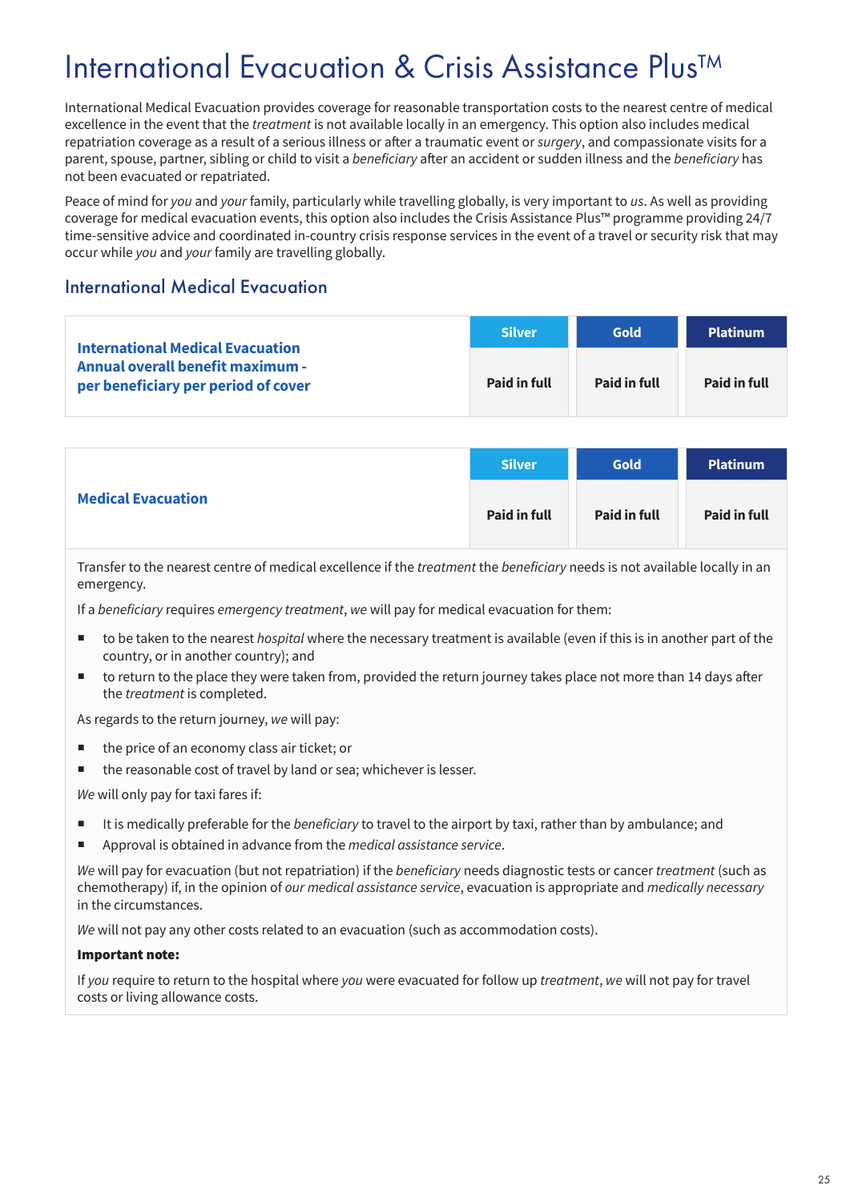# International Evacuation & Crisis Assistance Plus™

International Medical Evacuation provides coverage for reasonable transportation costs to the nearest centre of medical excellence in the event that the *treatment* is not available locally in an emergency. This option also includes medical repatriation coverage as a result of a serious illness or after a traumatic event or *surgery*, and compassionate visits for a parent, spouse, partner, sibling or child to visit a *beneficiary* after an accident or sudden illness and the *beneficiary* has not been evacuated or repatriated.

Peace of mind for *you* and *your* family, particularly while travelling globally, is very important to *us*. As well as providing coverage for medical evacuation events, this option also includes the Crisis Assistance Plus™ programme providing 24/7 time-sensitive advice and coordinated in-country crisis response services in the event of a travel or security risk that may occur while *you* and *your* family are travelling globally.

## International Medical Evacuation

| | Silver | Gold | Platinum |
|---|---|---|---|
| **International Medical Evacuation Annual overall benefit maximum - per beneficiary per period of cover** | **Paid in full** | **Paid in full** | **Paid in full** |

| | Silver | Gold | Platinum |
|---|---|---|---|
| **Medical Evacuation** | **Paid in full** | **Paid in full** | **Paid in full** |

Transfer to the nearest centre of medical excellence if the *treatment* the *beneficiary* needs is not available locally in an emergency.

If a *beneficiary* requires *emergency treatment*, *we* will pay for medical evacuation for them:

- to be taken to the nearest *hospital* where the necessary treatment is available (even if this is in another part of the country, or in another country); and
- to return to the place they were taken from, provided the return journey takes place not more than 14 days after the *treatment* is completed.

As regards to the return journey, *we* will pay:

- the price of an economy class air ticket; or
- the reasonable cost of travel by land or sea; whichever is lesser.

*We* will only pay for taxi fares if:

- It is medically preferable for the *beneficiary* to travel to the airport by taxi, rather than by ambulance; and
- Approval is obtained in advance from the *medical assistance service*.

*We* will pay for evacuation (but not repatriation) if the *beneficiary* needs diagnostic tests or cancer *treatment* (such as chemotherapy) if, in the opinion of *our medical assistance service*, evacuation is appropriate and *medically necessary* in the circumstances.

*We* will not pay any other costs related to an evacuation (such as accommodation costs).

**Important note:**

If *you* require to return to the hospital where *you* were evacuated for follow up *treatment*, *we* will not pay for travel costs or living allowance costs.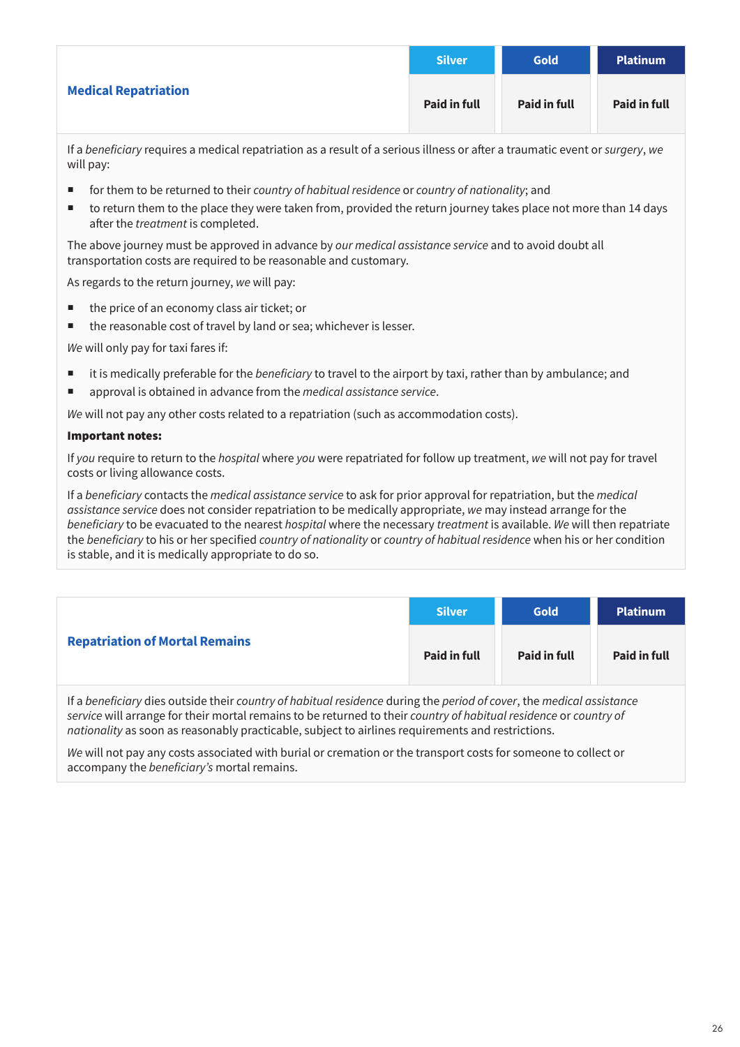| Medical Repatriation | Silver | Gold | Platinum |
|---|---|---|---|
| | **Paid in full** | **Paid in full** | **Paid in full** |

If a *beneficiary* requires a medical repatriation as a result of a serious illness or after a traumatic event or *surgery*, *we* will pay:

- for them to be returned to their *country of habitual residence* or *country of nationality*; and
- to return them to the place they were taken from, provided the return journey takes place not more than 14 days after the *treatment* is completed.

The above journey must be approved in advance by *our medical assistance service* and to avoid doubt all transportation costs are required to be reasonable and customary.

As regards to the return journey, *we* will pay:

- the price of an economy class air ticket; or
- the reasonable cost of travel by land or sea; whichever is lesser.

*We* will only pay for taxi fares if:

- it is medically preferable for the *beneficiary* to travel to the airport by taxi, rather than by ambulance; and
- approval is obtained in advance from the *medical assistance service*.

*We* will not pay any other costs related to a repatriation (such as accommodation costs).

**Important notes:**

If *you* require to return to the *hospital* where *you* were repatriated for follow up treatment, *we* will not pay for travel costs or living allowance costs.

If a *beneficiary* contacts the *medical assistance service* to ask for prior approval for repatriation, but the *medical assistance service* does not consider repatriation to be medically appropriate, *we* may instead arrange for the *beneficiary* to be evacuated to the nearest *hospital* where the necessary *treatment* is available. *We* will then repatriate the *beneficiary* to his or her specified *country of nationality* or *country of habitual residence* when his or her condition is stable, and it is medically appropriate to do so.

| Repatriation of Mortal Remains | Silver | Gold | Platinum |
|---|---|---|---|
| | **Paid in full** | **Paid in full** | **Paid in full** |

If a *beneficiary* dies outside their *country of habitual residence* during the *period of cover*, the *medical assistance service* will arrange for their mortal remains to be returned to their *country of habitual residence* or *country of nationality* as soon as reasonably practicable, subject to airlines requirements and restrictions.

*We* will not pay any costs associated with burial or cremation or the transport costs for someone to collect or accompany the *beneficiary's* mortal remains.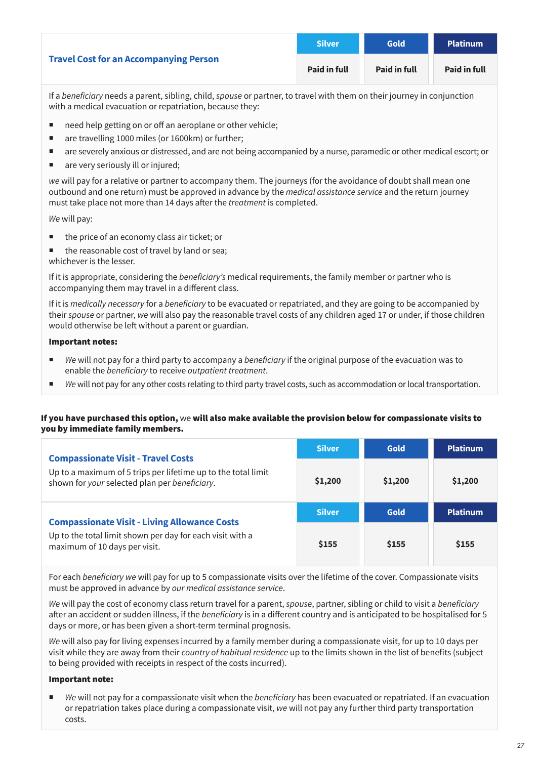| Travel Cost for an Accompanying Person | Silver | Gold | Platinum |
|---|---|---|---|
| | Paid in full | Paid in full | Paid in full |

If a *beneficiary* needs a parent, sibling, child, *spouse* or partner, to travel with them on their journey in conjunction with a medical evacuation or repatriation, because they:

- need help getting on or off an aeroplane or other vehicle;
- are travelling 1000 miles (or 1600km) or further;
- are severely anxious or distressed, and are not being accompanied by a nurse, paramedic or other medical escort; or
- are very seriously ill or injured;

*we* will pay for a relative or partner to accompany them. The journeys (for the avoidance of doubt shall mean one outbound and one return) must be approved in advance by the *medical assistance service* and the return journey must take place not more than 14 days after the *treatment* is completed.

*We* will pay:

- the price of an economy class air ticket; or
- the reasonable cost of travel by land or sea;

whichever is the lesser.

If it is appropriate, considering the *beneficiary's* medical requirements, the family member or partner who is accompanying them may travel in a different class.

If it is *medically necessary* for a *beneficiary* to be evacuated or repatriated, and they are going to be accompanied by their *spouse* or partner, *we* will also pay the reasonable travel costs of any children aged 17 or under, if those children would otherwise be left without a parent or guardian.

**Important notes:**

- *We* will not pay for a third party to accompany a *beneficiary* if the original purpose of the evacuation was to enable the *beneficiary* to receive *outpatient treatment*.
- *We* will not pay for any other costs relating to third party travel costs, such as accommodation or local transportation.

**If you have purchased this option,** we **will also make available the provision below for compassionate visits to you by immediate family members.**

| | Silver | Gold | Platinum |
|---|---|---|---|
| **Compassionate Visit - Travel Costs**<br>Up to a maximum of 5 trips per lifetime up to the total limit shown for *your* selected plan per *beneficiary*. | $1,200 | $1,200 | $1,200 |
| **Compassionate Visit - Living Allowance Costs**<br>Up to the total limit shown per day for each visit with a maximum of 10 days per visit. | $155 | $155 | $155 |

For each *beneficiary we* will pay for up to 5 compassionate visits over the lifetime of the cover. Compassionate visits must be approved in advance by *our medical assistance service*.

*We* will pay the cost of economy class return travel for a parent, *spouse*, partner, sibling or child to visit a *beneficiary* after an accident or sudden illness, if the *beneficiary* is in a different country and is anticipated to be hospitalised for 5 days or more, or has been given a short-term terminal prognosis.

*We* will also pay for living expenses incurred by a family member during a compassionate visit, for up to 10 days per visit while they are away from their *country of habitual residence* up to the limits shown in the list of benefits (subject to being provided with receipts in respect of the costs incurred).

**Important note:**

- *We* will not pay for a compassionate visit when the *beneficiary* has been evacuated or repatriated. If an evacuation or repatriation takes place during a compassionate visit, *we* will not pay any further third party transportation costs.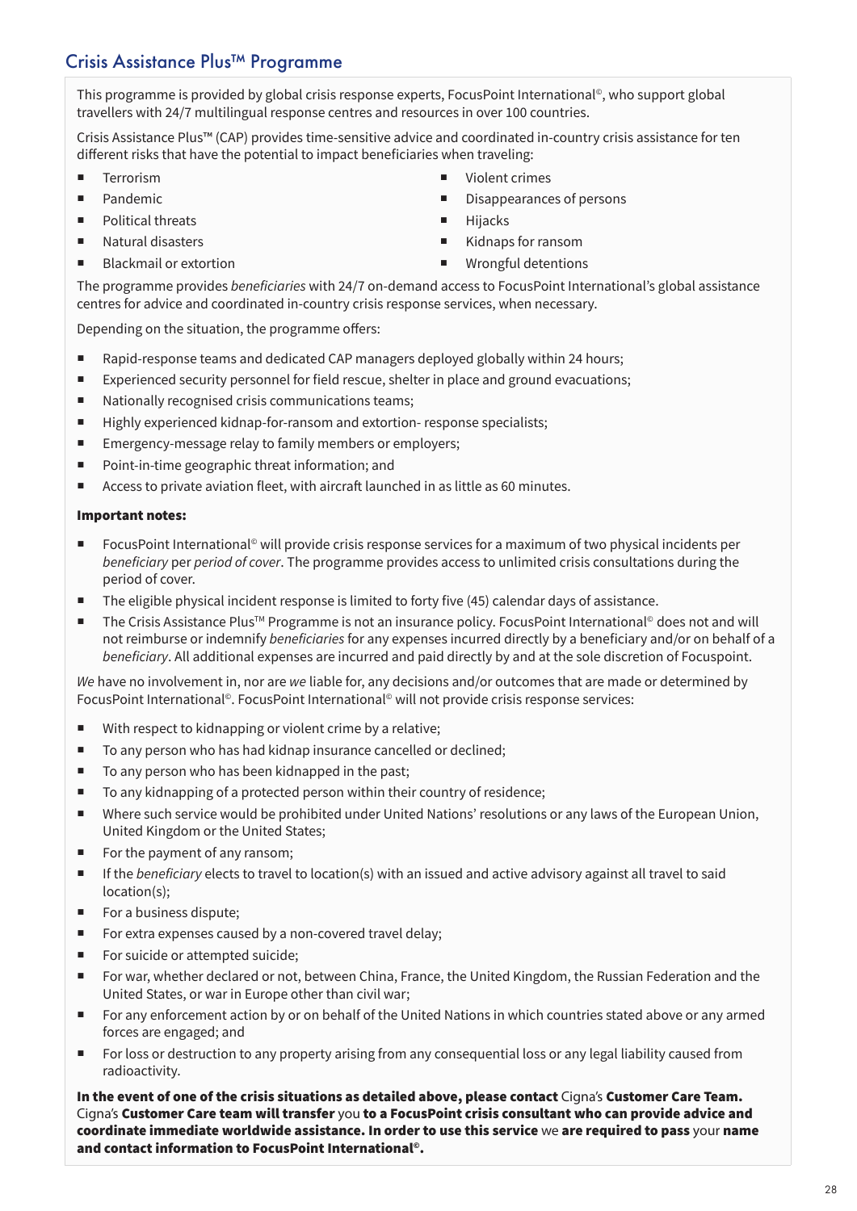## Crisis Assistance Plus™ Programme

This programme is provided by global crisis response experts, FocusPoint International©, who support global travellers with 24/7 multilingual response centres and resources in over 100 countries.

Crisis Assistance Plus™ (CAP) provides time-sensitive advice and coordinated in-country crisis assistance for ten different risks that have the potential to impact beneficiaries when traveling:

- Terrorism
- Pandemic
- Political threats
- Natural disasters
- Blackmail or extortion
- Violent crimes
- Disappearances of persons
- Hijacks
- Kidnaps for ransom
- Wrongful detentions

The programme provides *beneficiaries* with 24/7 on-demand access to FocusPoint International's global assistance centres for advice and coordinated in-country crisis response services, when necessary.

Depending on the situation, the programme offers:

- Rapid-response teams and dedicated CAP managers deployed globally within 24 hours;
- Experienced security personnel for field rescue, shelter in place and ground evacuations;
- Nationally recognised crisis communications teams;
- Highly experienced kidnap-for-ransom and extortion- response specialists;
- Emergency-message relay to family members or employers;
- Point-in-time geographic threat information; and
- Access to private aviation fleet, with aircraft launched in as little as 60 minutes.

**Important notes:**

- FocusPoint International© will provide crisis response services for a maximum of two physical incidents per *beneficiary* per *period of cover*. The programme provides access to unlimited crisis consultations during the period of cover.
- The eligible physical incident response is limited to forty five (45) calendar days of assistance.
- The Crisis Assistance Plus™ Programme is not an insurance policy. FocusPoint International© does not and will not reimburse or indemnify *beneficiaries* for any expenses incurred directly by a beneficiary and/or on behalf of a *beneficiary*. All additional expenses are incurred and paid directly by and at the sole discretion of Focuspoint.

*We* have no involvement in, nor are *we* liable for, any decisions and/or outcomes that are made or determined by FocusPoint International©. FocusPoint International© will not provide crisis response services:

- With respect to kidnapping or violent crime by a relative;
- To any person who has had kidnap insurance cancelled or declined;
- To any person who has been kidnapped in the past;
- To any kidnapping of a protected person within their country of residence;
- Where such service would be prohibited under United Nations' resolutions or any laws of the European Union, United Kingdom or the United States;
- For the payment of any ransom;
- If the *beneficiary* elects to travel to location(s) with an issued and active advisory against all travel to said location(s);
- For a business dispute;
- For extra expenses caused by a non-covered travel delay;
- For suicide or attempted suicide;
- For war, whether declared or not, between China, France, the United Kingdom, the Russian Federation and the United States, or war in Europe other than civil war;
- For any enforcement action by or on behalf of the United Nations in which countries stated above or any armed forces are engaged; and
- For loss or destruction to any property arising from any consequential loss or any legal liability caused from radioactivity.

**In the event of one of the crisis situations as detailed above, please contact** Cigna's **Customer Care Team.** Cigna's **Customer Care team will transfer** you **to a FocusPoint crisis consultant who can provide advice and coordinate immediate worldwide assistance. In order to use this service** we **are required to pass** your **name and contact information to FocusPoint International©.**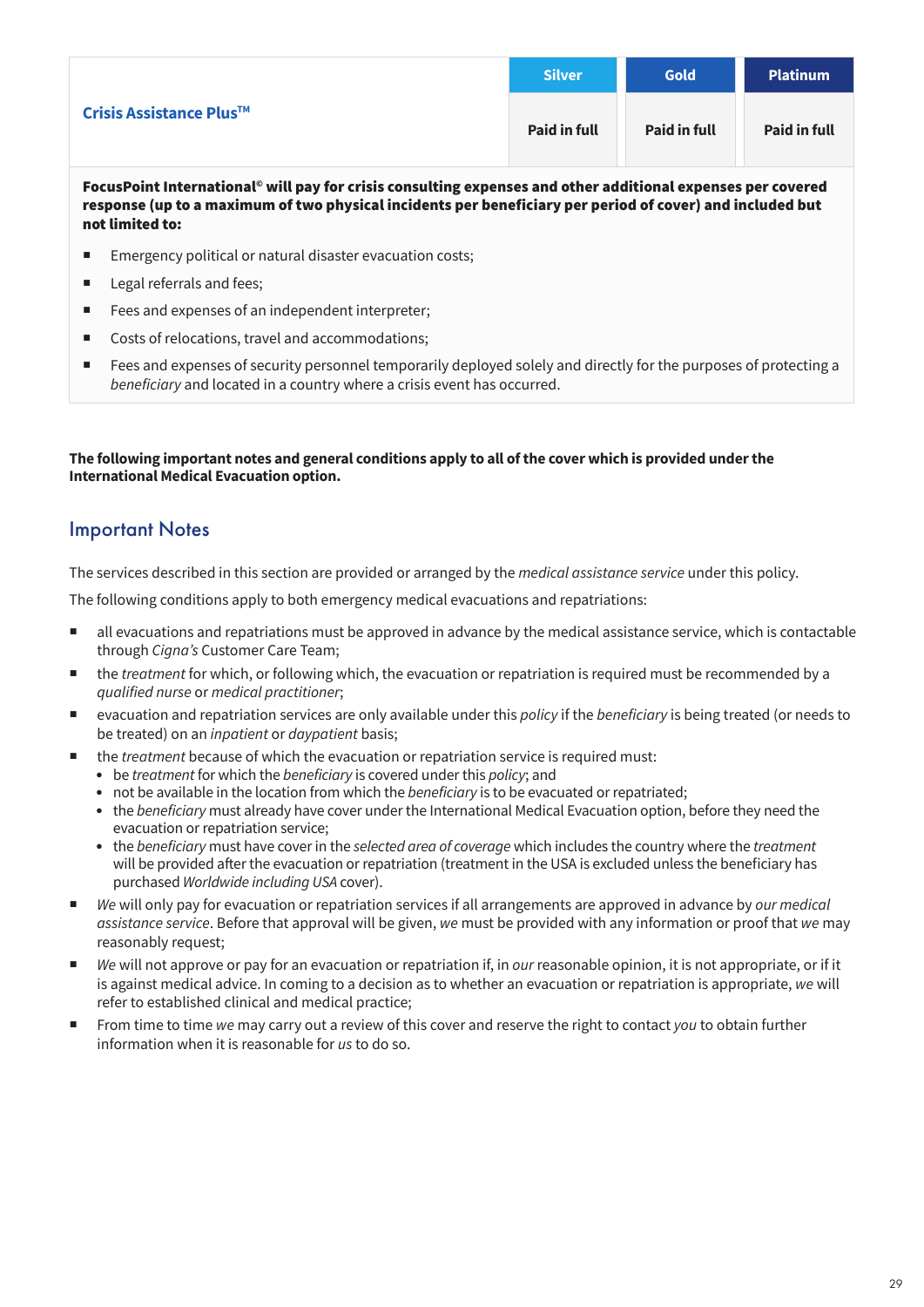| | Silver | Gold | Platinum |
|---|---|---|---|
| **Crisis Assistance Plus™** | **Paid in full** | **Paid in full** | **Paid in full** |

**FocusPoint International® will pay for crisis consulting expenses and other additional expenses per covered response (up to a maximum of two physical incidents per beneficiary per period of cover) and included but not limited to:**

- Emergency political or natural disaster evacuation costs;
- Legal referrals and fees;
- Fees and expenses of an independent interpreter;
- Costs of relocations, travel and accommodations;
- Fees and expenses of security personnel temporarily deployed solely and directly for the purposes of protecting a *beneficiary* and located in a country where a crisis event has occurred.

**The following important notes and general conditions apply to all of the cover which is provided under the International Medical Evacuation option.**

## Important Notes

The services described in this section are provided or arranged by the *medical assistance service* under this policy.

The following conditions apply to both emergency medical evacuations and repatriations:

- all evacuations and repatriations must be approved in advance by the medical assistance service, which is contactable through *Cigna's* Customer Care Team;
- the *treatment* for which, or following which, the evacuation or repatriation is required must be recommended by a *qualified nurse* or *medical practitioner*;
- evacuation and repatriation services are only available under this *policy* if the *beneficiary* is being treated (or needs to be treated) on an *inpatient* or *daypatient* basis;
- the *treatment* because of which the evacuation or repatriation service is required must:
  - be *treatment* for which the *beneficiary* is covered under this *policy*; and
  - not be available in the location from which the *beneficiary* is to be evacuated or repatriated;
  - the *beneficiary* must already have cover under the International Medical Evacuation option, before they need the evacuation or repatriation service;
  - the *beneficiary* must have cover in the *selected area of coverage* which includes the country where the *treatment* will be provided after the evacuation or repatriation (treatment in the USA is excluded unless the beneficiary has purchased *Worldwide including USA* cover).
- *We* will only pay for evacuation or repatriation services if all arrangements are approved in advance by *our medical assistance service*. Before that approval will be given, *we* must be provided with any information or proof that *we* may reasonably request;
- *We* will not approve or pay for an evacuation or repatriation if, in *our* reasonable opinion, it is not appropriate, or if it is against medical advice. In coming to a decision as to whether an evacuation or repatriation is appropriate, *we* will refer to established clinical and medical practice;
- From time to time *we* may carry out a review of this cover and reserve the right to contact *you* to obtain further information when it is reasonable for *us* to do so.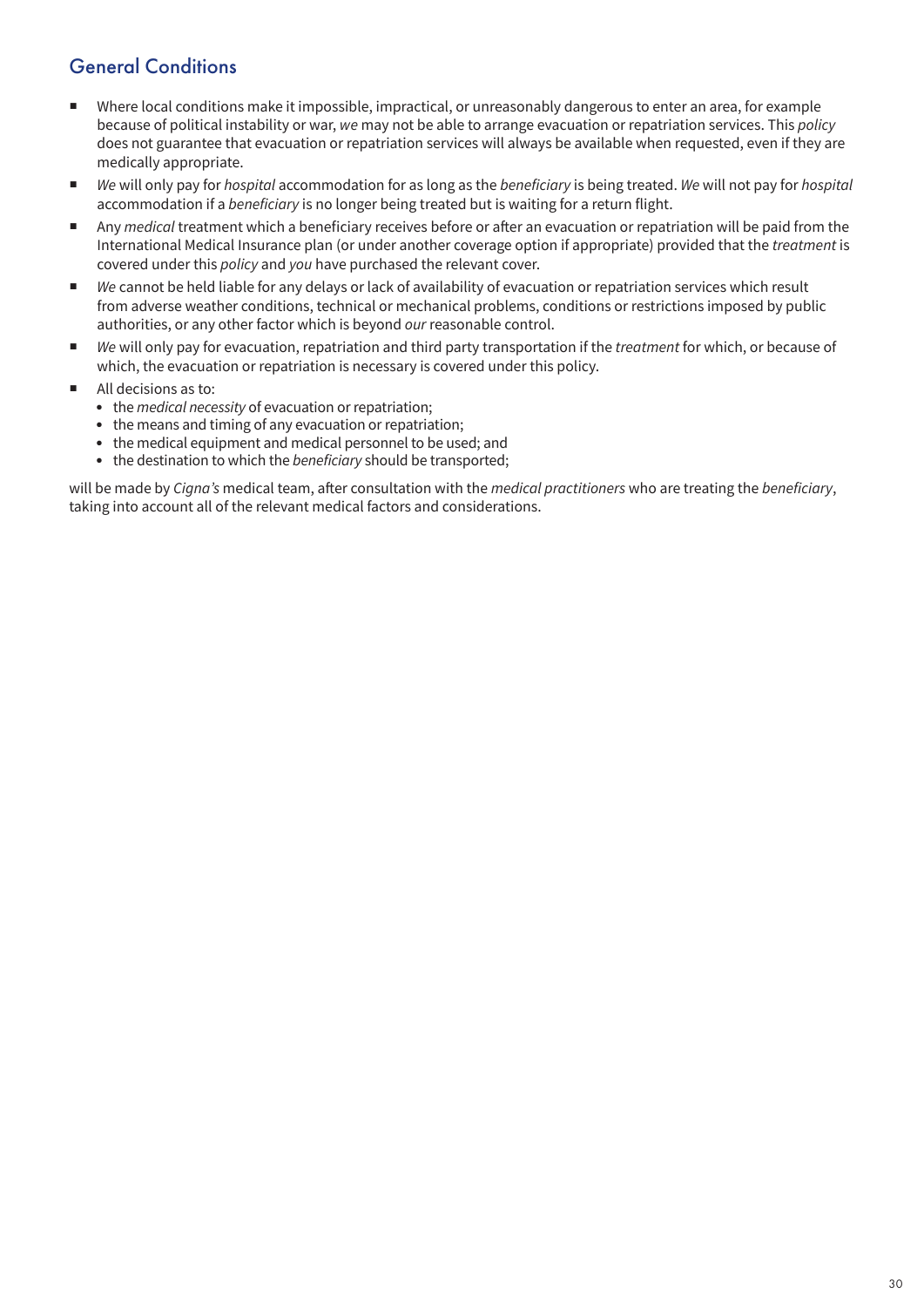## General Conditions

- Where local conditions make it impossible, impractical, or unreasonably dangerous to enter an area, for example because of political instability or war, *we* may not be able to arrange evacuation or repatriation services. This *policy* does not guarantee that evacuation or repatriation services will always be available when requested, even if they are medically appropriate.
- *We* will only pay for *hospital* accommodation for as long as the *beneficiary* is being treated. *We* will not pay for *hospital* accommodation if a *beneficiary* is no longer being treated but is waiting for a return flight.
- Any *medical* treatment which a beneficiary receives before or after an evacuation or repatriation will be paid from the International Medical Insurance plan (or under another coverage option if appropriate) provided that the *treatment* is covered under this *policy* and *you* have purchased the relevant cover.
- *We* cannot be held liable for any delays or lack of availability of evacuation or repatriation services which result from adverse weather conditions, technical or mechanical problems, conditions or restrictions imposed by public authorities, or any other factor which is beyond *our* reasonable control.
- *We* will only pay for evacuation, repatriation and third party transportation if the *treatment* for which, or because of which, the evacuation or repatriation is necessary is covered under this policy.
- All decisions as to:
  - the *medical necessity* of evacuation or repatriation;
  - the means and timing of any evacuation or repatriation;
  - the medical equipment and medical personnel to be used; and
  - the destination to which the *beneficiary* should be transported;

will be made by *Cigna's* medical team, after consultation with the *medical practitioners* who are treating the *beneficiary*, taking into account all of the relevant medical factors and considerations.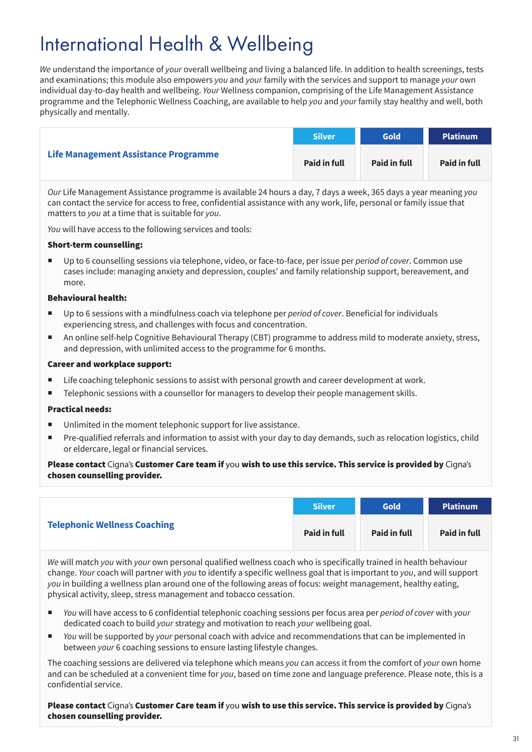# International Health & Wellbeing

*We* understand the importance of *your* overall wellbeing and living a balanced life. In addition to health screenings, tests and examinations; this module also empowers *you* and *your* family with the services and support to manage *your* own individual day-to-day health and wellbeing. *Your* Wellness companion, comprising of the Life Management Assistance programme and the Telephonic Wellness Coaching, are available to help *you* and *your* family stay healthy and well, both physically and mentally.

| **Life Management Assistance Programme** | Silver | Gold | Platinum |
|---|---|---|---|
| | **Paid in full** | **Paid in full** | **Paid in full** |

*Our* Life Management Assistance programme is available 24 hours a day, 7 days a week, 365 days a year meaning *you* can contact the service for access to free, confidential assistance with any work, life, personal or family issue that matters to *you* at a time that is suitable for *you*.

*You* will have access to the following services and tools:

**Short-term counselling:**

- Up to 6 counselling sessions via telephone, video, or face-to-face, per issue per *period of cover*. Common use cases include: managing anxiety and depression, couples' and family relationship support, bereavement, and more.

**Behavioural health:**

- Up to 6 sessions with a mindfulness coach via telephone per *period of cover*. Beneficial for individuals experiencing stress, and challenges with focus and concentration.
- An online self-help Cognitive Behavioural Therapy (CBT) programme to address mild to moderate anxiety, stress, and depression, with unlimited access to the programme for 6 months.

**Career and workplace support:**

- Life coaching telephonic sessions to assist with personal growth and career development at work.
- Telephonic sessions with a counsellor for managers to develop their people management skills.

**Practical needs:**

- Unlimited in the moment telephonic support for live assistance.
- Pre-qualified referrals and information to assist with your day to day demands, such as relocation logistics, child or eldercare, legal or financial services.

**Please contact** Cigna's **Customer Care team if** you **wish to use this service. This service is provided by** Cigna's **chosen counselling provider.**

| **Telephonic Wellness Coaching** | Silver | Gold | Platinum |
|---|---|---|---|
| | **Paid in full** | **Paid in full** | **Paid in full** |

*We* will match *you* with *your* own personal qualified wellness coach who is specifically trained in health behaviour change. *Your* coach will partner with *you* to identify a specific wellness goal that is important to *you*, and will support *you* in building a wellness plan around one of the following areas of focus: weight management, healthy eating, physical activity, sleep, stress management and tobacco cessation.

- *You* will have access to 6 confidential telephonic coaching sessions per focus area per *period of cover* with *your* dedicated coach to build *your* strategy and motivation to reach *your* wellbeing goal.
- *You* will be supported by *your* personal coach with advice and recommendations that can be implemented in between *your* 6 coaching sessions to ensure lasting lifestyle changes.

The coaching sessions are delivered via telephone which means *you* can access it from the comfort of *your* own home and can be scheduled at a convenient time for *you*, based on time zone and language preference. Please note, this is a confidential service.

**Please contact** Cigna's **Customer Care team if** you **wish to use this service. This service is provided by** Cigna's **chosen counselling provider.**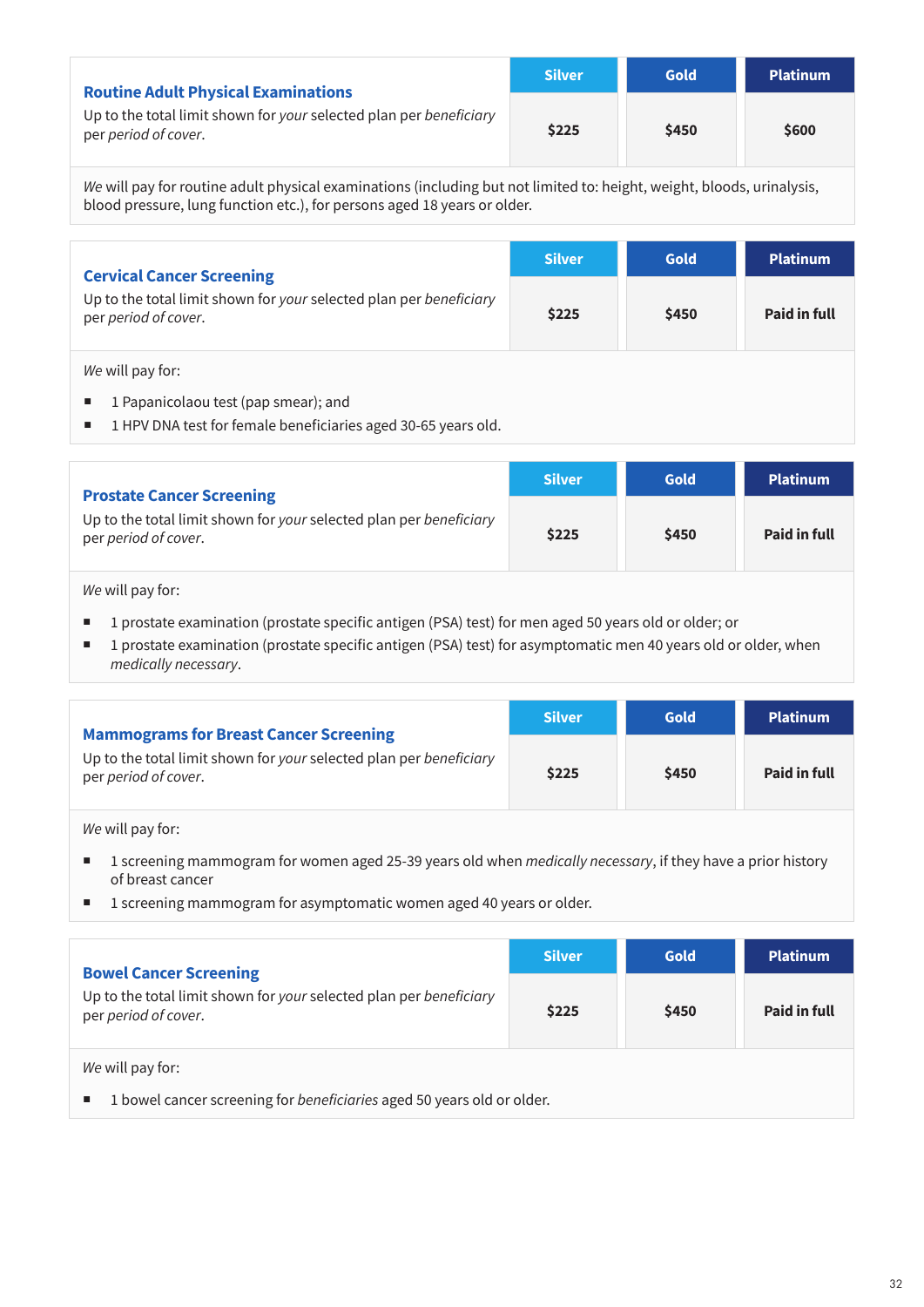| **Routine Adult Physical Examinations**<br>Up to the total limit shown for *your* selected plan per *beneficiary* per *period of cover*. | Silver | Gold | Platinum |
|---|---|---|---|
| | **$225** | **$450** | **$600** |

*We* will pay for routine adult physical examinations (including but not limited to: height, weight, bloods, urinalysis, blood pressure, lung function etc.), for persons aged 18 years or older.

| **Cervical Cancer Screening**<br>Up to the total limit shown for *your* selected plan per *beneficiary* per *period of cover*. | Silver | Gold | Platinum |
|---|---|---|---|
| | **$225** | **$450** | **Paid in full** |

*We* will pay for:

- 1 Papanicolaou test (pap smear); and
- 1 HPV DNA test for female beneficiaries aged 30-65 years old.

| **Prostate Cancer Screening**<br>Up to the total limit shown for *your* selected plan per *beneficiary* per *period of cover*. | Silver | Gold | Platinum |
|---|---|---|---|
| | **$225** | **$450** | **Paid in full** |

*We* will pay for:

- 1 prostate examination (prostate specific antigen (PSA) test) for men aged 50 years old or older; or
- 1 prostate examination (prostate specific antigen (PSA) test) for asymptomatic men 40 years old or older, when *medically necessary*.

| **Mammograms for Breast Cancer Screening**<br>Up to the total limit shown for *your* selected plan per *beneficiary* per *period of cover*. | Silver | Gold | Platinum |
|---|---|---|---|
| | **$225** | **$450** | **Paid in full** |

*We* will pay for:

- 1 screening mammogram for women aged 25-39 years old when *medically necessary*, if they have a prior history of breast cancer
- 1 screening mammogram for asymptomatic women aged 40 years or older.

| **Bowel Cancer Screening**<br>Up to the total limit shown for *your* selected plan per *beneficiary* per *period of cover*. | Silver | Gold | Platinum |
|---|---|---|---|
| | **$225** | **$450** | **Paid in full** |

*We* will pay for:

- 1 bowel cancer screening for *beneficiaries* aged 50 years old or older.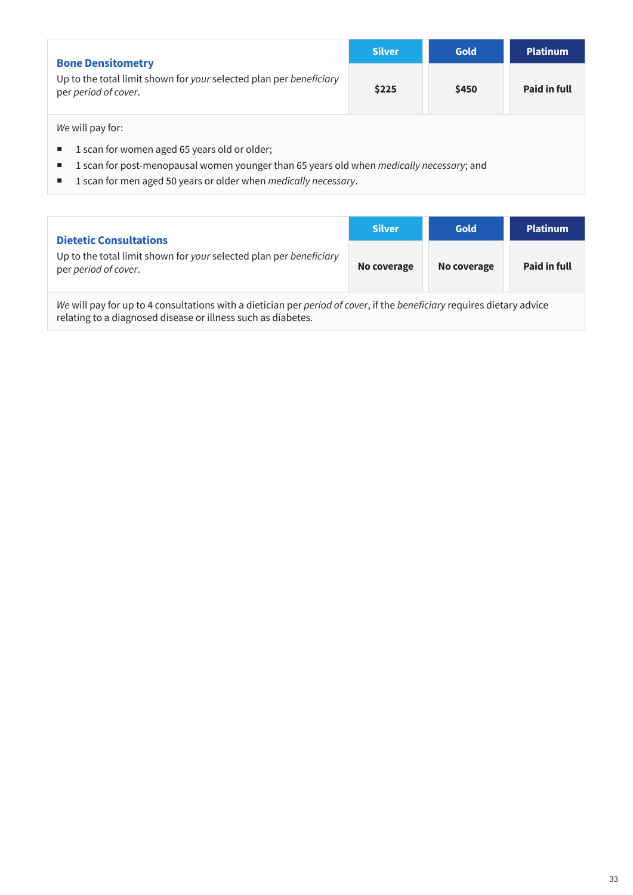| **Bone Densitometry**<br>Up to the total limit shown for *your* selected plan per *beneficiary* per *period of cover*. | Silver | Gold | Platinum |
|---|---|---|---|
| | **$225** | **$450** | **Paid in full** |

*We* will pay for:

- 1 scan for women aged 65 years old or older;
- 1 scan for post-menopausal women younger than 65 years old when *medically necessary*; and
- 1 scan for men aged 50 years or older when *medically necessary*.

| **Dietetic Consultations**<br>Up to the total limit shown for *your* selected plan per *beneficiary* per *period of cover*. | Silver | Gold | Platinum |
|---|---|---|---|
| | **No coverage** | **No coverage** | **Paid in full** |

*We* will pay for up to 4 consultations with a dietician per *period of cover*, if the *beneficiary* requires dietary advice relating to a diagnosed disease or illness such as diabetes.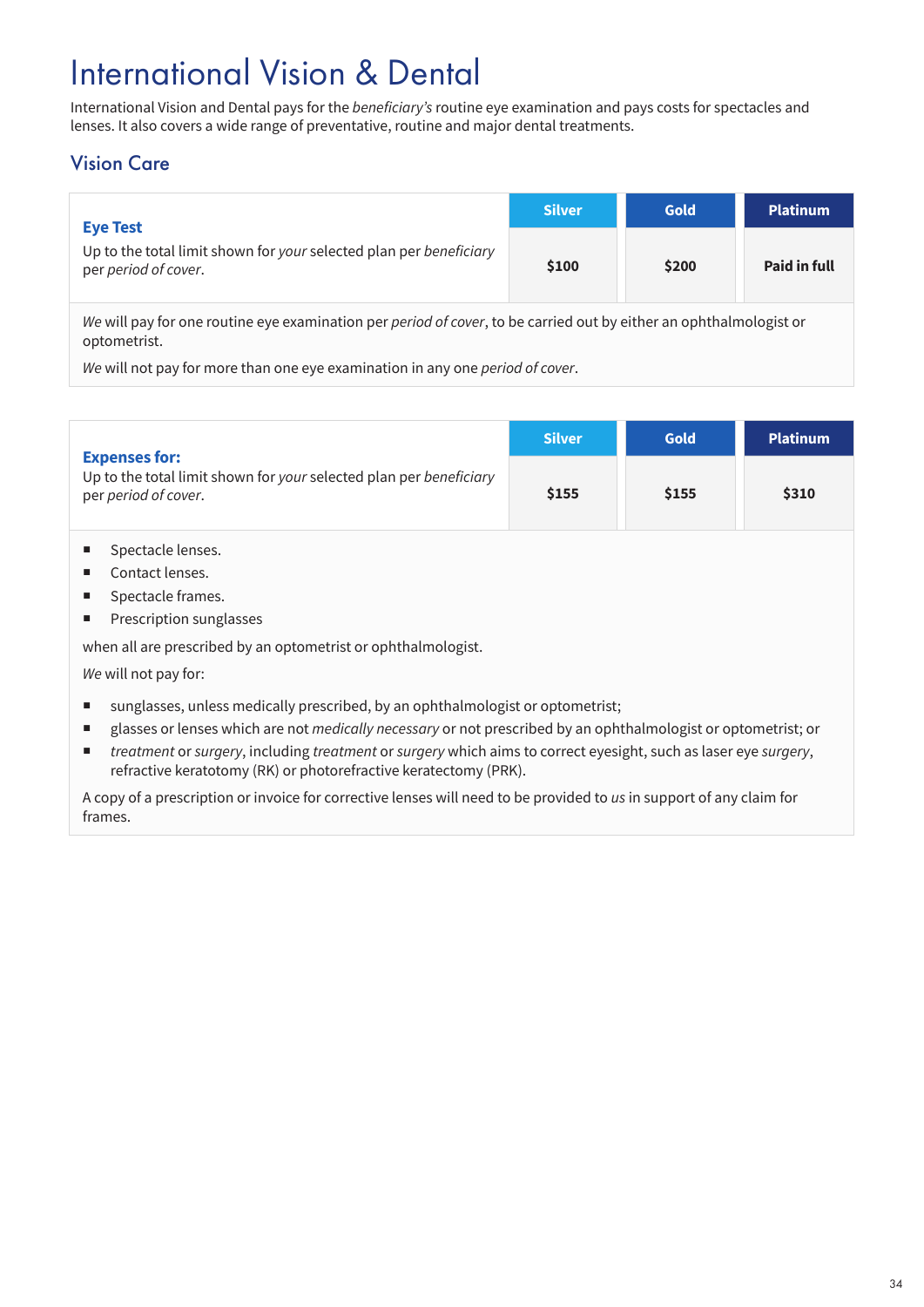# International Vision & Dental

International Vision and Dental pays for the *beneficiary's* routine eye examination and pays costs for spectacles and lenses. It also covers a wide range of preventative, routine and major dental treatments.

## Vision Care

| | Silver | Gold | Platinum |
|---|---|---|---|
| **Eye Test**<br>Up to the total limit shown for *your* selected plan per *beneficiary* per *period of cover*. | **$100** | **$200** | **Paid in full** |

*We* will pay for one routine eye examination per *period of cover*, to be carried out by either an ophthalmologist or optometrist.

*We* will not pay for more than one eye examination in any one *period of cover*.

| | Silver | Gold | Platinum |
|---|---|---|---|
| **Expenses for:**<br>Up to the total limit shown for *your* selected plan per *beneficiary* per *period of cover*. | **$155** | **$155** | **$310** |

- Spectacle lenses.
- Contact lenses.
- Spectacle frames.
- Prescription sunglasses

when all are prescribed by an optometrist or ophthalmologist.

*We* will not pay for:

- sunglasses, unless medically prescribed, by an ophthalmologist or optometrist;
- glasses or lenses which are not *medically necessary* or not prescribed by an ophthalmologist or optometrist; or
- *treatment* or *surgery*, including *treatment* or *surgery* which aims to correct eyesight, such as laser eye *surgery*, refractive keratotomy (RK) or photorefractive keratectomy (PRK).

A copy of a prescription or invoice for corrective lenses will need to be provided to *us* in support of any claim for frames.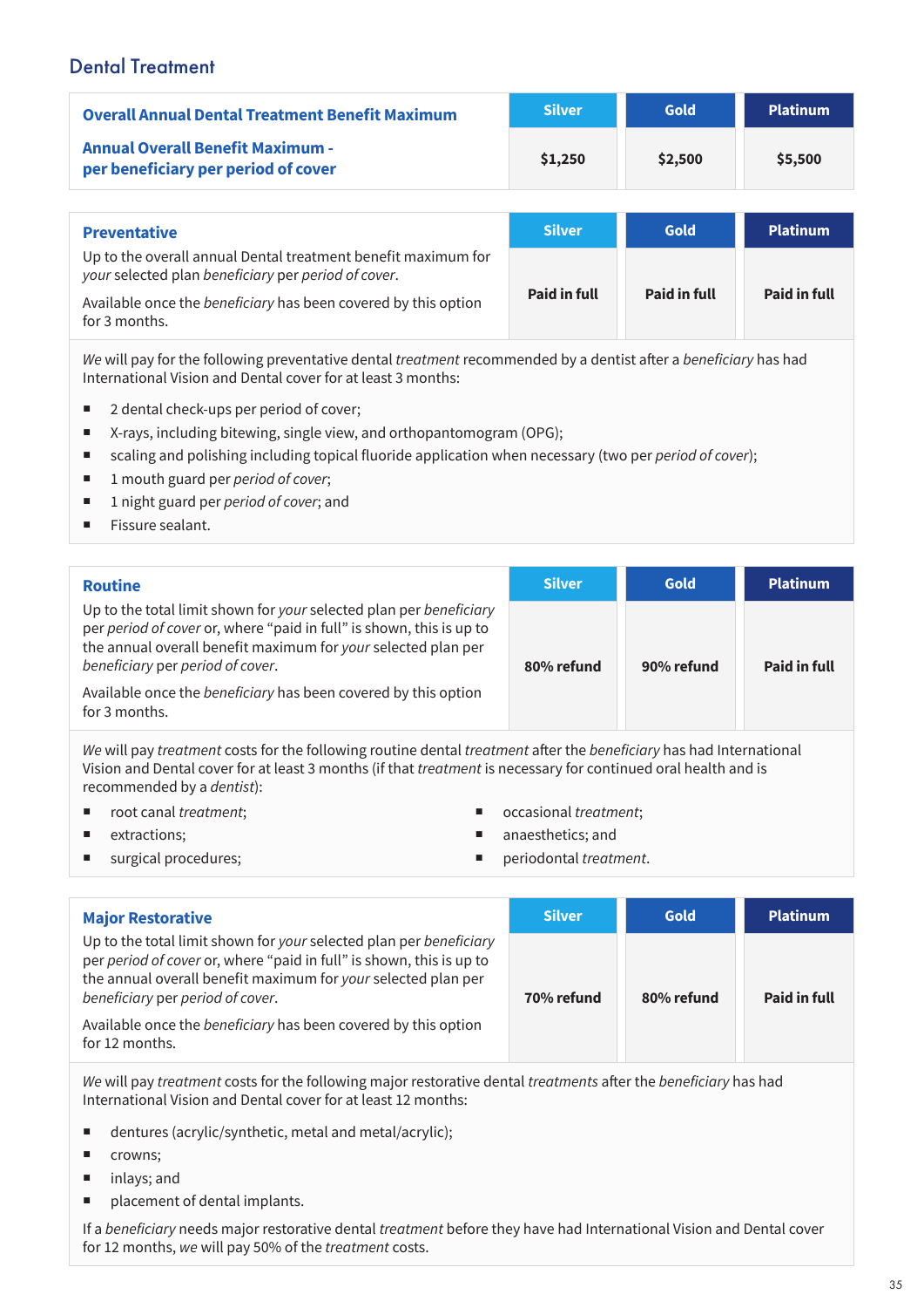## Dental Treatment

| Overall Annual Dental Treatment Benefit Maximum | Silver | Gold | Platinum |
|---|---|---|---|
| **Annual Overall Benefit Maximum - per beneficiary per period of cover** | **$1,250** | **$2,500** | **$5,500** |

| **Preventative** | Silver | Gold | Platinum |
|---|---|---|---|
| Up to the overall annual Dental treatment benefit maximum for *your* selected plan *beneficiary* per *period of cover*. Available once the *beneficiary* has been covered by this option for 3 months. | **Paid in full** | **Paid in full** | **Paid in full** |

*We* will pay for the following preventative dental *treatment* recommended by a dentist after a *beneficiary* has had International Vision and Dental cover for at least 3 months:

- 2 dental check-ups per period of cover;
- X-rays, including bitewing, single view, and orthopantomogram (OPG);
- scaling and polishing including topical fluoride application when necessary (two per *period of cover*);
- 1 mouth guard per *period of cover*;
- 1 night guard per *period of cover*; and
- Fissure sealant.

| **Routine** | Silver | Gold | Platinum |
|---|---|---|---|
| Up to the total limit shown for *your* selected plan per *beneficiary* per *period of cover* or, where "paid in full" is shown, this is up to the annual overall benefit maximum for *your* selected plan per *beneficiary* per *period of cover*. Available once the *beneficiary* has been covered by this option for 3 months. | **80% refund** | **90% refund** | **Paid in full** |

*We* will pay *treatment* costs for the following routine dental *treatment* after the *beneficiary* has had International Vision and Dental cover for at least 3 months (if that *treatment* is necessary for continued oral health and is recommended by a *dentist*):

- root canal *treatment*;
- extractions;
- surgical procedures;
- occasional *treatment*;
- anaesthetics; and
- periodontal *treatment*.

| **Major Restorative** | Silver | Gold | Platinum |
|---|---|---|---|
| Up to the total limit shown for *your* selected plan per *beneficiary* per *period of cover* or, where "paid in full" is shown, this is up to the annual overall benefit maximum for *your* selected plan per *beneficiary* per *period of cover*. Available once the *beneficiary* has been covered by this option for 12 months. | **70% refund** | **80% refund** | **Paid in full** |

*We* will pay *treatment* costs for the following major restorative dental *treatments* after the *beneficiary* has had International Vision and Dental cover for at least 12 months:

- dentures (acrylic/synthetic, metal and metal/acrylic);
- crowns;
- inlays; and
- placement of dental implants.

If a *beneficiary* needs major restorative dental *treatment* before they have had International Vision and Dental cover for 12 months, *we* will pay 50% of the *treatment* costs.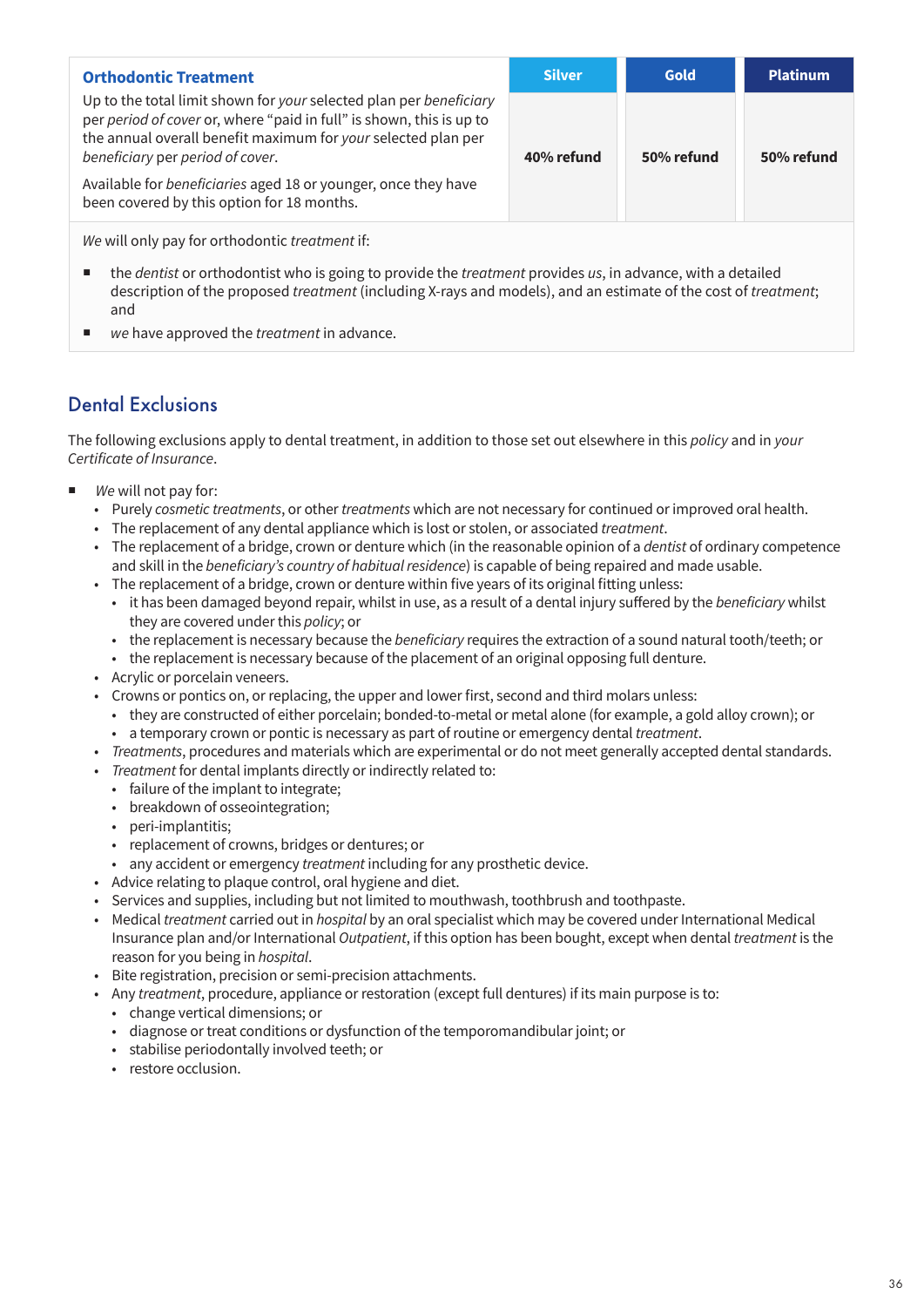| **Orthodontic Treatment** | **Silver** | **Gold** | **Platinum** |
|---|---|---|---|
| Up to the total limit shown for *your* selected plan per *beneficiary* per *period of cover* or, where "paid in full" is shown, this is up to the annual overall benefit maximum for *your* selected plan per *beneficiary* per *period of cover*.<br><br>Available for *beneficiaries* aged 18 or younger, once they have been covered by this option for 18 months. | **40% refund** | **50% refund** | **50% refund** |

*We* will only pay for orthodontic *treatment* if:

- the *dentist* or orthodontist who is going to provide the *treatment* provides *us*, in advance, with a detailed description of the proposed *treatment* (including X-rays and models), and an estimate of the cost of *treatment*; and
- *we* have approved the *treatment* in advance.

## Dental Exclusions

The following exclusions apply to dental treatment, in addition to those set out elsewhere in this *policy* and in *your Certificate of Insurance*.

- *We* will not pay for:
  - Purely *cosmetic treatments*, or other *treatments* which are not necessary for continued or improved oral health.
  - The replacement of any dental appliance which is lost or stolen, or associated *treatment*.
  - The replacement of a bridge, crown or denture which (in the reasonable opinion of a *dentist* of ordinary competence and skill in the *beneficiary's country of habitual residence*) is capable of being repaired and made usable.
  - The replacement of a bridge, crown or denture within five years of its original fitting unless:
    - it has been damaged beyond repair, whilst in use, as a result of a dental injury suffered by the *beneficiary* whilst they are covered under this *policy*; or
    - the replacement is necessary because the *beneficiary* requires the extraction of a sound natural tooth/teeth; or
    - the replacement is necessary because of the placement of an original opposing full denture.
  - Acrylic or porcelain veneers.
  - Crowns or pontics on, or replacing, the upper and lower first, second and third molars unless:
    - they are constructed of either porcelain; bonded-to-metal or metal alone (for example, a gold alloy crown); or
    - a temporary crown or pontic is necessary as part of routine or emergency dental *treatment*.
  - *Treatments*, procedures and materials which are experimental or do not meet generally accepted dental standards.
  - *Treatment* for dental implants directly or indirectly related to:
    - failure of the implant to integrate;
    - breakdown of osseointegration;
    - peri-implantitis;
    - replacement of crowns, bridges or dentures; or
    - any accident or emergency *treatment* including for any prosthetic device.
  - Advice relating to plaque control, oral hygiene and diet.
  - Services and supplies, including but not limited to mouthwash, toothbrush and toothpaste.
  - Medical *treatment* carried out in *hospital* by an oral specialist which may be covered under International Medical Insurance plan and/or International *Outpatient*, if this option has been bought, except when dental *treatment* is the reason for you being in *hospital*.
  - Bite registration, precision or semi-precision attachments.
  - Any *treatment*, procedure, appliance or restoration (except full dentures) if its main purpose is to:
    - change vertical dimensions; or
    - diagnose or treat conditions or dysfunction of the temporomandibular joint; or
    - stabilise periodontally involved teeth; or
    - restore occlusion.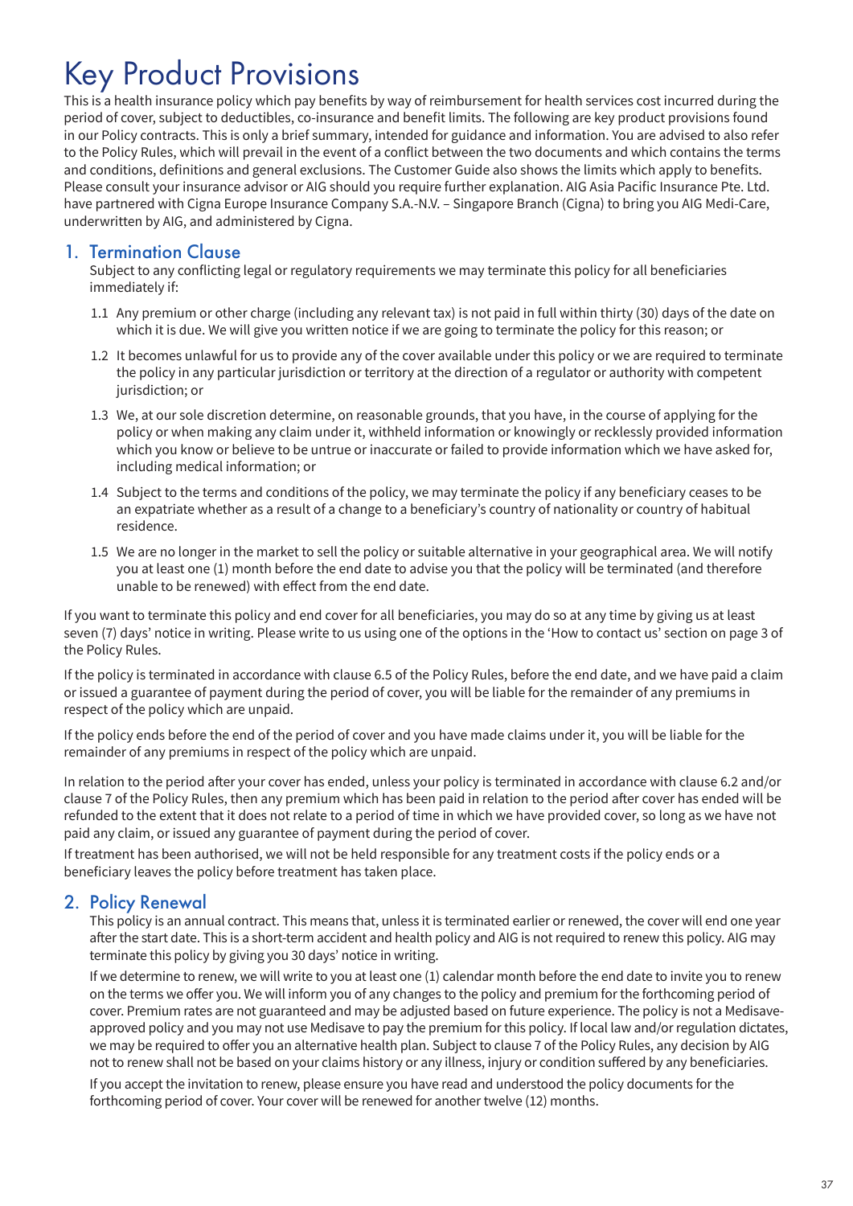# Key Product Provisions

This is a health insurance policy which pay benefits by way of reimbursement for health services cost incurred during the period of cover, subject to deductibles, co-insurance and benefit limits. The following are key product provisions found in our Policy contracts. This is only a brief summary, intended for guidance and information. You are advised to also refer to the Policy Rules, which will prevail in the event of a conflict between the two documents and which contains the terms and conditions, definitions and general exclusions. The Customer Guide also shows the limits which apply to benefits. Please consult your insurance advisor or AIG should you require further explanation. AIG Asia Pacific Insurance Pte. Ltd. have partnered with Cigna Europe Insurance Company S.A.-N.V. – Singapore Branch (Cigna) to bring you AIG Medi-Care, underwritten by AIG, and administered by Cigna.

## 1. Termination Clause

Subject to any conflicting legal or regulatory requirements we may terminate this policy for all beneficiaries immediately if:

1.1 Any premium or other charge (including any relevant tax) is not paid in full within thirty (30) days of the date on which it is due. We will give you written notice if we are going to terminate the policy for this reason; or

1.2 It becomes unlawful for us to provide any of the cover available under this policy or we are required to terminate the policy in any particular jurisdiction or territory at the direction of a regulator or authority with competent jurisdiction; or

1.3 We, at our sole discretion determine, on reasonable grounds, that you have, in the course of applying for the policy or when making any claim under it, withheld information or knowingly or recklessly provided information which you know or believe to be untrue or inaccurate or failed to provide information which we have asked for, including medical information; or

1.4 Subject to the terms and conditions of the policy, we may terminate the policy if any beneficiary ceases to be an expatriate whether as a result of a change to a beneficiary's country of nationality or country of habitual residence.

1.5 We are no longer in the market to sell the policy or suitable alternative in your geographical area. We will notify you at least one (1) month before the end date to advise you that the policy will be terminated (and therefore unable to be renewed) with effect from the end date.

If you want to terminate this policy and end cover for all beneficiaries, you may do so at any time by giving us at least seven (7) days' notice in writing. Please write to us using one of the options in the 'How to contact us' section on page 3 of the Policy Rules.

If the policy is terminated in accordance with clause 6.5 of the Policy Rules, before the end date, and we have paid a claim or issued a guarantee of payment during the period of cover, you will be liable for the remainder of any premiums in respect of the policy which are unpaid.

If the policy ends before the end of the period of cover and you have made claims under it, you will be liable for the remainder of any premiums in respect of the policy which are unpaid.

In relation to the period after your cover has ended, unless your policy is terminated in accordance with clause 6.2 and/or clause 7 of the Policy Rules, then any premium which has been paid in relation to the period after cover has ended will be refunded to the extent that it does not relate to a period of time in which we have provided cover, so long as we have not paid any claim, or issued any guarantee of payment during the period of cover.

If treatment has been authorised, we will not be held responsible for any treatment costs if the policy ends or a beneficiary leaves the policy before treatment has taken place.

## 2. Policy Renewal

This policy is an annual contract. This means that, unless it is terminated earlier or renewed, the cover will end one year after the start date. This is a short-term accident and health policy and AIG is not required to renew this policy. AIG may terminate this policy by giving you 30 days' notice in writing.

If we determine to renew, we will write to you at least one (1) calendar month before the end date to invite you to renew on the terms we offer you. We will inform you of any changes to the policy and premium for the forthcoming period of cover. Premium rates are not guaranteed and may be adjusted based on future experience. The policy is not a Medisave-approved policy and you may not use Medisave to pay the premium for this policy. If local law and/or regulation dictates, we may be required to offer you an alternative health plan. Subject to clause 7 of the Policy Rules, any decision by AIG not to renew shall not be based on your claims history or any illness, injury or condition suffered by any beneficiaries.

If you accept the invitation to renew, please ensure you have read and understood the policy documents for the forthcoming period of cover. Your cover will be renewed for another twelve (12) months.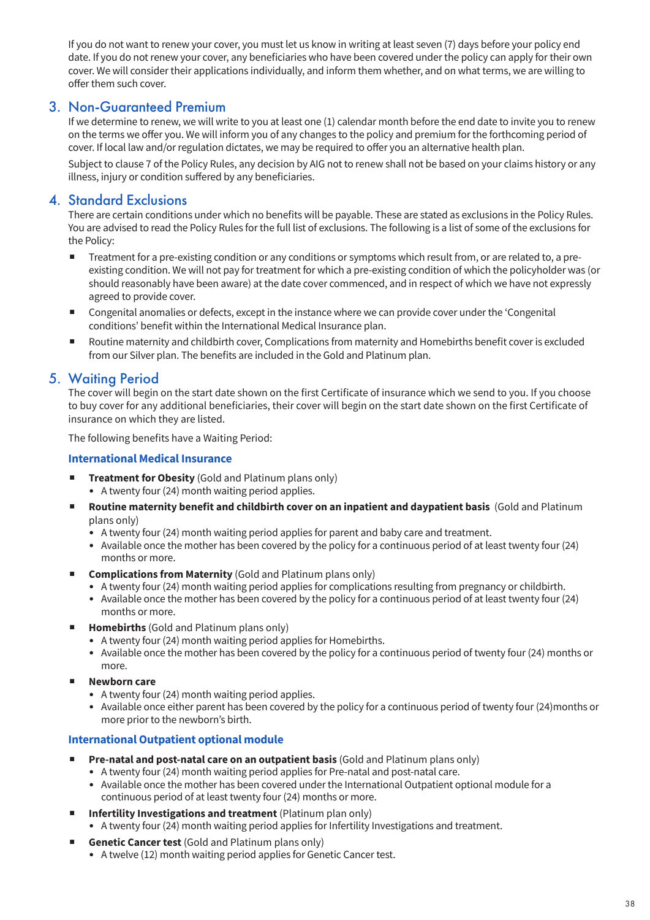If you do not want to renew your cover, you must let us know in writing at least seven (7) days before your policy end date. If you do not renew your cover, any beneficiaries who have been covered under the policy can apply for their own cover. We will consider their applications individually, and inform them whether, and on what terms, we are willing to offer them such cover.

## 3. Non-Guaranteed Premium

If we determine to renew, we will write to you at least one (1) calendar month before the end date to invite you to renew on the terms we offer you. We will inform you of any changes to the policy and premium for the forthcoming period of cover. If local law and/or regulation dictates, we may be required to offer you an alternative health plan.

Subject to clause 7 of the Policy Rules, any decision by AIG not to renew shall not be based on your claims history or any illness, injury or condition suffered by any beneficiaries.

## 4. Standard Exclusions

There are certain conditions under which no benefits will be payable. These are stated as exclusions in the Policy Rules. You are advised to read the Policy Rules for the full list of exclusions. The following is a list of some of the exclusions for the Policy:

- Treatment for a pre-existing condition or any conditions or symptoms which result from, or are related to, a pre-existing condition. We will not pay for treatment for which a pre-existing condition of which the policyholder was (or should reasonably have been aware) at the date cover commenced, and in respect of which we have not expressly agreed to provide cover.
- Congenital anomalies or defects, except in the instance where we can provide cover under the 'Congenital conditions' benefit within the International Medical Insurance plan.
- Routine maternity and childbirth cover, Complications from maternity and Homebirths benefit cover is excluded from our Silver plan. The benefits are included in the Gold and Platinum plan.

## 5. Waiting Period

The cover will begin on the start date shown on the first Certificate of insurance which we send to you. If you choose to buy cover for any additional beneficiaries, their cover will begin on the start date shown on the first Certificate of insurance on which they are listed.

The following benefits have a Waiting Period:

### International Medical Insurance

- **Treatment for Obesity** (Gold and Platinum plans only)
  - A twenty four (24) month waiting period applies.
- **Routine maternity benefit and childbirth cover on an inpatient and daypatient basis** (Gold and Platinum plans only)
  - A twenty four (24) month waiting period applies for parent and baby care and treatment.
  - Available once the mother has been covered by the policy for a continuous period of at least twenty four (24) months or more.
- **Complications from Maternity** (Gold and Platinum plans only)
  - A twenty four (24) month waiting period applies for complications resulting from pregnancy or childbirth.
  - Available once the mother has been covered by the policy for a continuous period of at least twenty four (24) months or more.
- **Homebirths** (Gold and Platinum plans only)
  - A twenty four (24) month waiting period applies for Homebirths.
  - Available once the mother has been covered by the policy for a continuous period of twenty four (24) months or more.
- **Newborn care**
  - A twenty four (24) month waiting period applies.
  - Available once either parent has been covered by the policy for a continuous period of twenty four (24)months or more prior to the newborn's birth.

### International Outpatient optional module

- **Pre-natal and post-natal care on an outpatient basis** (Gold and Platinum plans only)
  - A twenty four (24) month waiting period applies for Pre-natal and post-natal care.
  - Available once the mother has been covered under the International Outpatient optional module for a continuous period of at least twenty four (24) months or more.
- **Infertility Investigations and treatment** (Platinum plan only)
  - A twenty four (24) month waiting period applies for Infertility Investigations and treatment.
- **Genetic Cancer test** (Gold and Platinum plans only)
  - A twelve (12) month waiting period applies for Genetic Cancer test.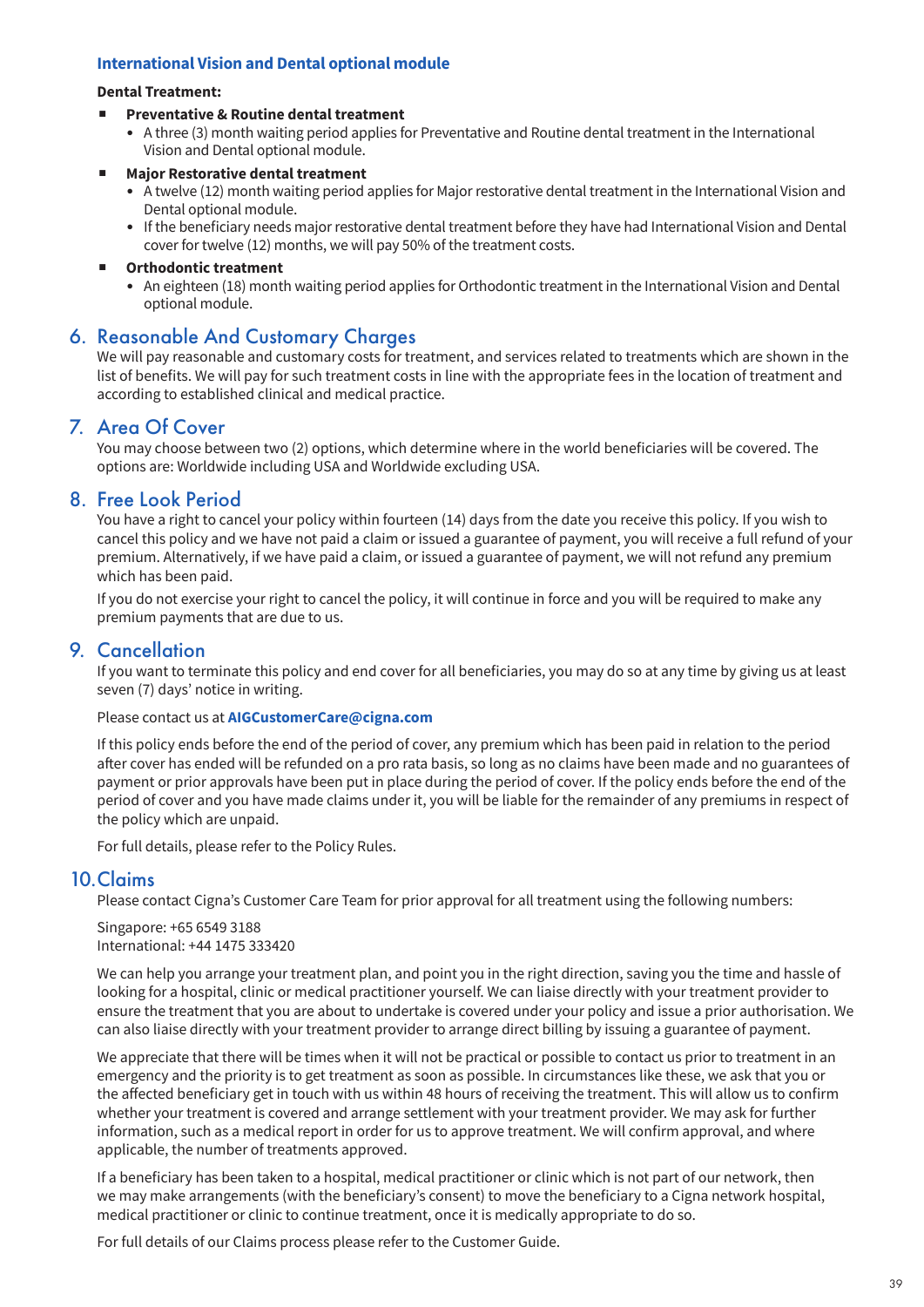### International Vision and Dental optional module

**Dental Treatment:**

- **Preventative & Routine dental treatment**
  - A three (3) month waiting period applies for Preventative and Routine dental treatment in the International Vision and Dental optional module.
- **Major Restorative dental treatment**
  - A twelve (12) month waiting period applies for Major restorative dental treatment in the International Vision and Dental optional module.
  - If the beneficiary needs major restorative dental treatment before they have had International Vision and Dental cover for twelve (12) months, we will pay 50% of the treatment costs.
- **Orthodontic treatment**
  - An eighteen (18) month waiting period applies for Orthodontic treatment in the International Vision and Dental optional module.

## 6. Reasonable And Customary Charges

We will pay reasonable and customary costs for treatment, and services related to treatments which are shown in the list of benefits. We will pay for such treatment costs in line with the appropriate fees in the location of treatment and according to established clinical and medical practice.

## 7. Area Of Cover

You may choose between two (2) options, which determine where in the world beneficiaries will be covered. The options are: Worldwide including USA and Worldwide excluding USA.

## 8. Free Look Period

You have a right to cancel your policy within fourteen (14) days from the date you receive this policy. If you wish to cancel this policy and we have not paid a claim or issued a guarantee of payment, you will receive a full refund of your premium. Alternatively, if we have paid a claim, or issued a guarantee of payment, we will not refund any premium which has been paid.

If you do not exercise your right to cancel the policy, it will continue in force and you will be required to make any premium payments that are due to us.

## 9. Cancellation

If you want to terminate this policy and end cover for all beneficiaries, you may do so at any time by giving us at least seven (7) days' notice in writing.

Please contact us at **AIGCustomerCare@cigna.com**

If this policy ends before the end of the period of cover, any premium which has been paid in relation to the period after cover has ended will be refunded on a pro rata basis, so long as no claims have been made and no guarantees of payment or prior approvals have been put in place during the period of cover. If the policy ends before the end of the period of cover and you have made claims under it, you will be liable for the remainder of any premiums in respect of the policy which are unpaid.

For full details, please refer to the Policy Rules.

## 10. Claims

Please contact Cigna's Customer Care Team for prior approval for all treatment using the following numbers:

Singapore: +65 6549 3188
International: +44 1475 333420

We can help you arrange your treatment plan, and point you in the right direction, saving you the time and hassle of looking for a hospital, clinic or medical practitioner yourself. We can liaise directly with your treatment provider to ensure the treatment that you are about to undertake is covered under your policy and issue a prior authorisation. We can also liaise directly with your treatment provider to arrange direct billing by issuing a guarantee of payment.

We appreciate that there will be times when it will not be practical or possible to contact us prior to treatment in an emergency and the priority is to get treatment as soon as possible. In circumstances like these, we ask that you or the affected beneficiary get in touch with us within 48 hours of receiving the treatment. This will allow us to confirm whether your treatment is covered and arrange settlement with your treatment provider. We may ask for further information, such as a medical report in order for us to approve treatment. We will confirm approval, and where applicable, the number of treatments approved.

If a beneficiary has been taken to a hospital, medical practitioner or clinic which is not part of our network, then we may make arrangements (with the beneficiary's consent) to move the beneficiary to a Cigna network hospital, medical practitioner or clinic to continue treatment, once it is medically appropriate to do so.

For full details of our Claims process please refer to the Customer Guide.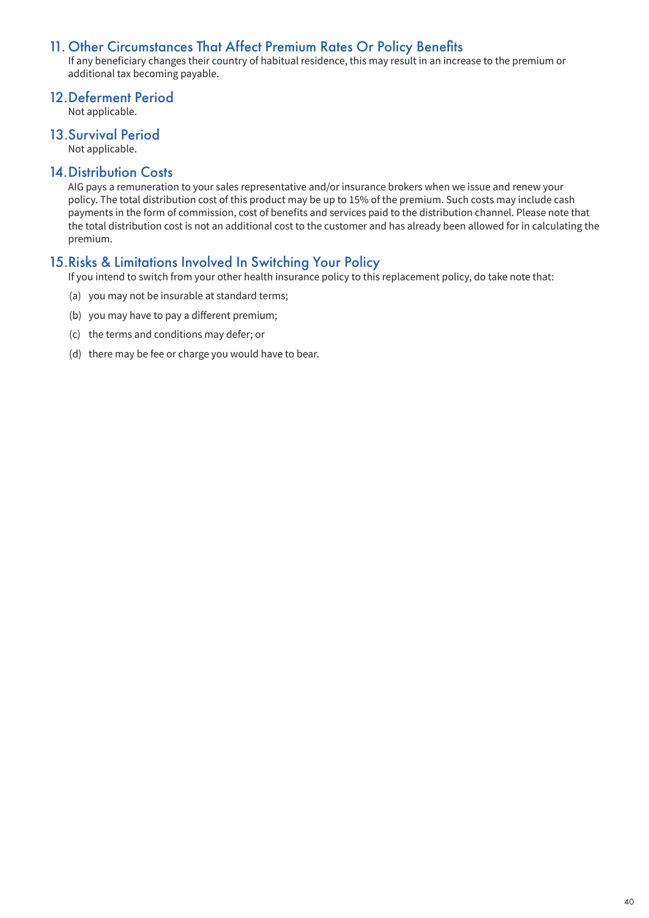## 11. Other Circumstances That Affect Premium Rates Or Policy Benefits

If any beneficiary changes their country of habitual residence, this may result in an increase to the premium or additional tax becoming payable.

## 12. Deferment Period

Not applicable.

## 13. Survival Period

Not applicable.

## 14. Distribution Costs

AIG pays a remuneration to your sales representative and/or insurance brokers when we issue and renew your policy. The total distribution cost of this product may be up to 15% of the premium. Such costs may include cash payments in the form of commission, cost of benefits and services paid to the distribution channel. Please note that the total distribution cost is not an additional cost to the customer and has already been allowed for in calculating the premium.

## 15. Risks & Limitations Involved In Switching Your Policy

If you intend to switch from your other health insurance policy to this replacement policy, do take note that:

(a) you may not be insurable at standard terms;

(b) you may have to pay a different premium;

(c) the terms and conditions may defer; or

(d) there may be fee or charge you would have to bear.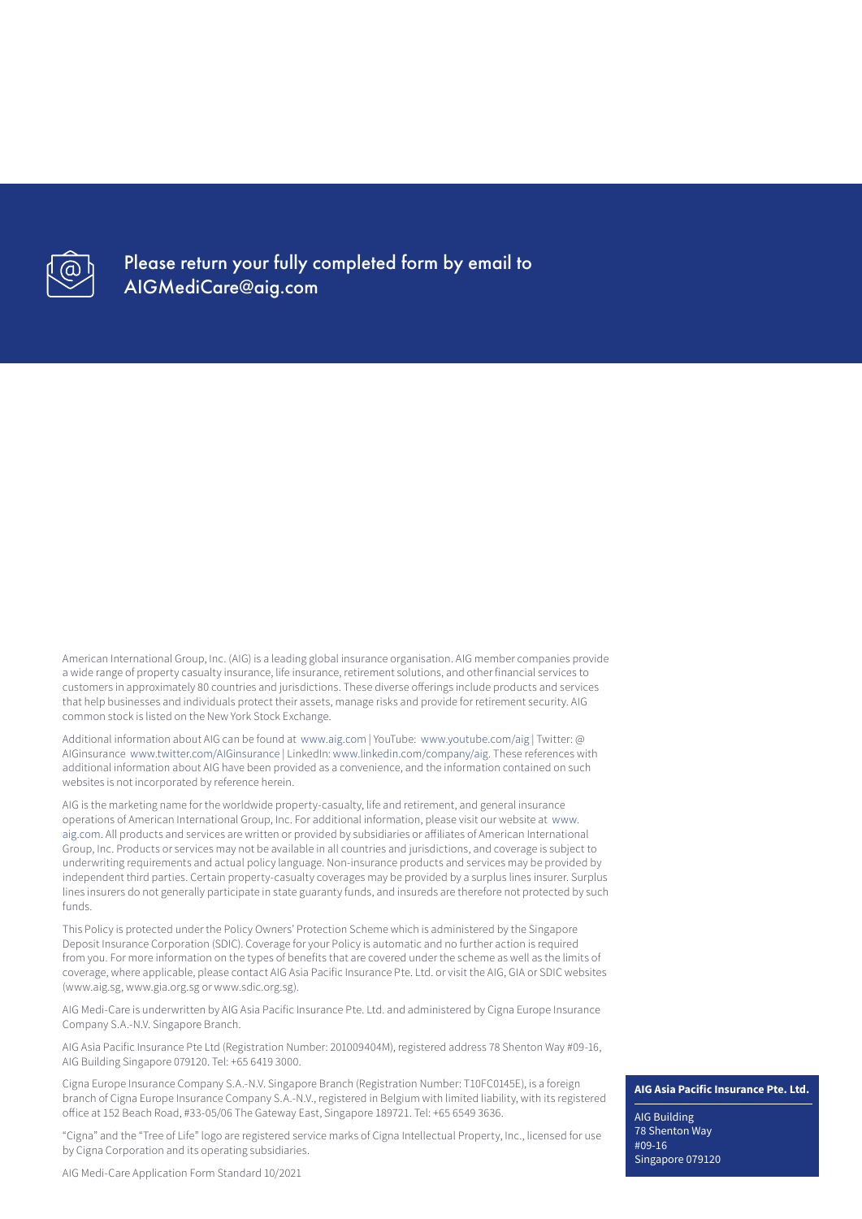Please return your fully completed form by email to AIGMediCare@aig.com

American International Group, Inc. (AIG) is a leading global insurance organisation. AIG member companies provide a wide range of property casualty insurance, life insurance, retirement solutions, and other financial services to customers in approximately 80 countries and jurisdictions. These diverse offerings include products and services that help businesses and individuals protect their assets, manage risks and provide for retirement security. AIG common stock is listed on the New York Stock Exchange.

Additional information about AIG can be found at www.aig.com | YouTube: www.youtube.com/aig | Twitter: @AIGinsurance www.twitter.com/AIGinsurance | LinkedIn: www.linkedin.com/company/aig. These references with additional information about AIG have been provided as a convenience, and the information contained on such websites is not incorporated by reference herein.

AIG is the marketing name for the worldwide property-casualty, life and retirement, and general insurance operations of American International Group, Inc. For additional information, please visit our website at www.aig.com. All products and services are written or provided by subsidiaries or affiliates of American International Group, Inc. Products or services may not be available in all countries and jurisdictions, and coverage is subject to underwriting requirements and actual policy language. Non-insurance products and services may be provided by independent third parties. Certain property-casualty coverages may be provided by a surplus lines insurer. Surplus lines insurers do not generally participate in state guaranty funds, and insureds are therefore not protected by such funds.

This Policy is protected under the Policy Owners' Protection Scheme which is administered by the Singapore Deposit Insurance Corporation (SDIC). Coverage for your Policy is automatic and no further action is required from you. For more information on the types of benefits that are covered under the scheme as well as the limits of coverage, where applicable, please contact AIG Asia Pacific Insurance Pte. Ltd. or visit the AIG, GIA or SDIC websites (www.aig.sg, www.gia.org.sg or www.sdic.org.sg).

AIG Medi-Care is underwritten by AIG Asia Pacific Insurance Pte. Ltd. and administered by Cigna Europe Insurance Company S.A.-N.V. Singapore Branch.

AIG Asia Pacific Insurance Pte Ltd (Registration Number: 201009404M), registered address 78 Shenton Way #09-16, AIG Building Singapore 079120. Tel: +65 6419 3000.

Cigna Europe Insurance Company S.A.-N.V. Singapore Branch (Registration Number: T10FC0145E), is a foreign branch of Cigna Europe Insurance Company S.A.-N.V., registered in Belgium with limited liability, with its registered office at 152 Beach Road, #33-05/06 The Gateway East, Singapore 189721. Tel: +65 6549 3636.

"Cigna" and the "Tree of Life" logo are registered service marks of Cigna Intellectual Property, Inc., licensed for use by Cigna Corporation and its operating subsidiaries.

AIG Medi-Care Application Form Standard 10/2021

**AIG Asia Pacific Insurance Pte. Ltd.**

AIG Building
78 Shenton Way
#09-16
Singapore 079120